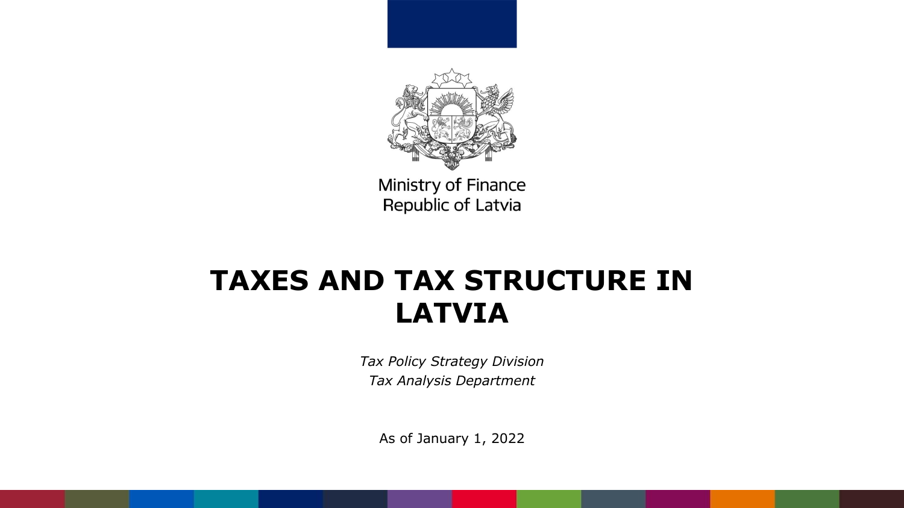Ministry of Finance
Republic of Latvia

# TAXES AND TAX STRUCTURE IN LATVIA

*Tax Policy Strategy Division*
*Tax Analysis Department*

As of January 1, 2022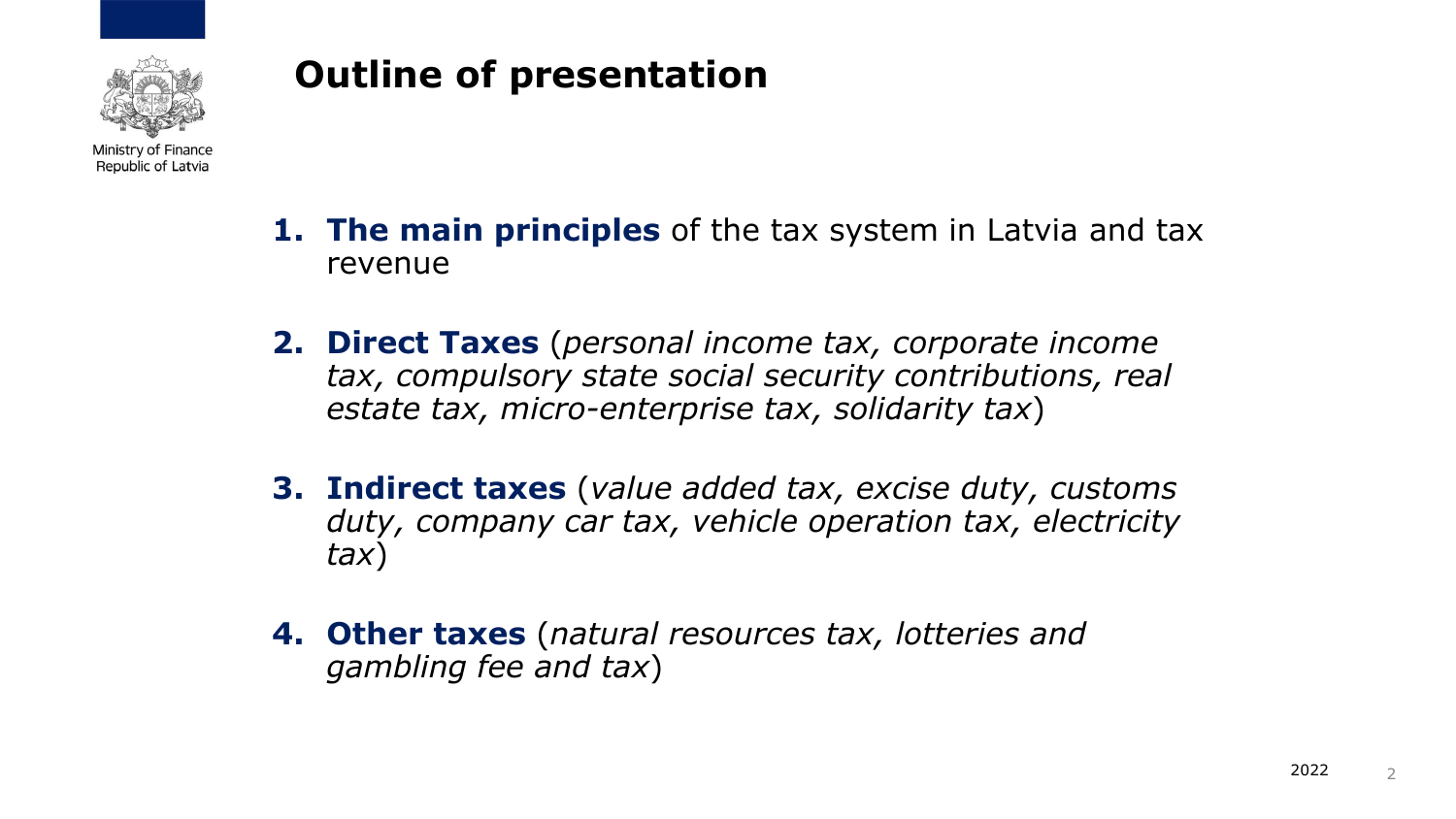# Outline of presentation

1. **The main principles** of the tax system in Latvia and tax revenue

2. **Direct Taxes** (*personal income tax, corporate income tax, compulsory state social security contributions, real estate tax, micro-enterprise tax, solidarity tax*)

3. **Indirect taxes** (*value added tax, excise duty, customs duty, company car tax, vehicle operation tax, electricity tax*)

4. **Other taxes** (*natural resources tax, lotteries and gambling fee and tax*)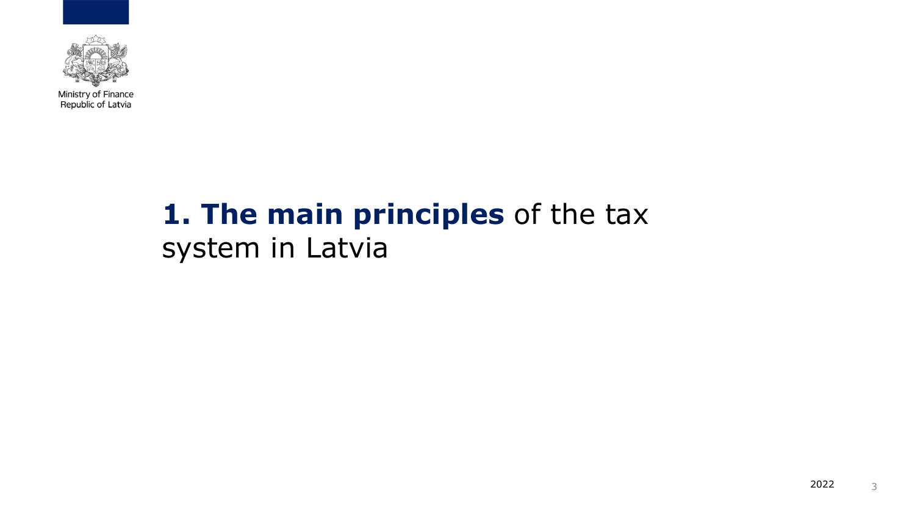# 1. **The main principles** of the tax system in Latvia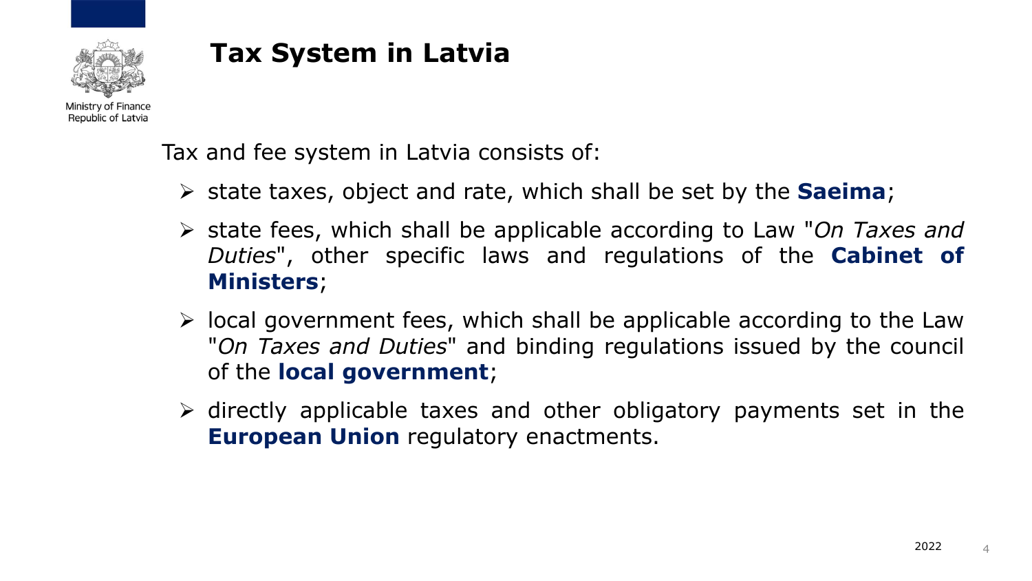# Tax System in Latvia

Tax and fee system in Latvia consists of:

- state taxes, object and rate, which shall be set by the **Saeima**;
- state fees, which shall be applicable according to Law "*On Taxes and Duties*", other specific laws and regulations of the **Cabinet of Ministers**;
- local government fees, which shall be applicable according to the Law "*On Taxes and Duties*" and binding regulations issued by the council of the **local government**;
- directly applicable taxes and other obligatory payments set in the **European Union** regulatory enactments.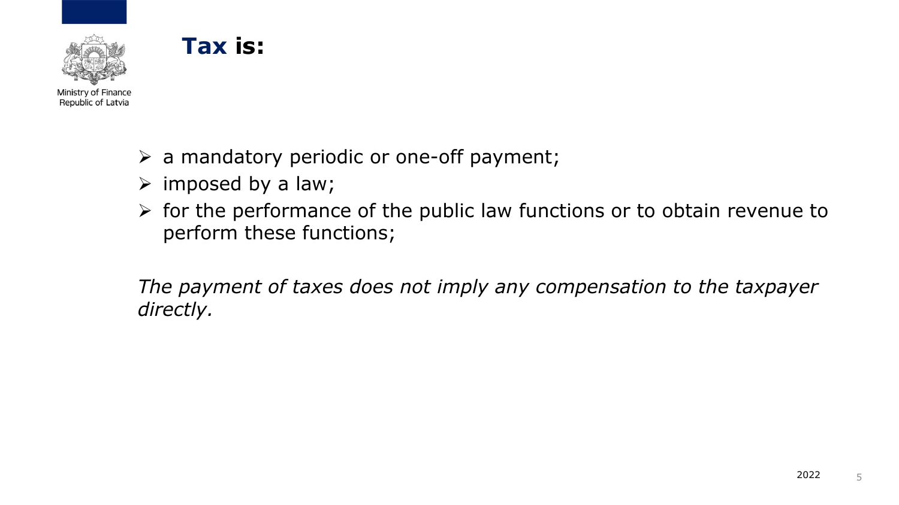# **Tax is:**

- a mandatory periodic or one-off payment;
- imposed by a law;
- for the performance of the public law functions or to obtain revenue to perform these functions;

*The payment of taxes does not imply any compensation to the taxpayer directly.*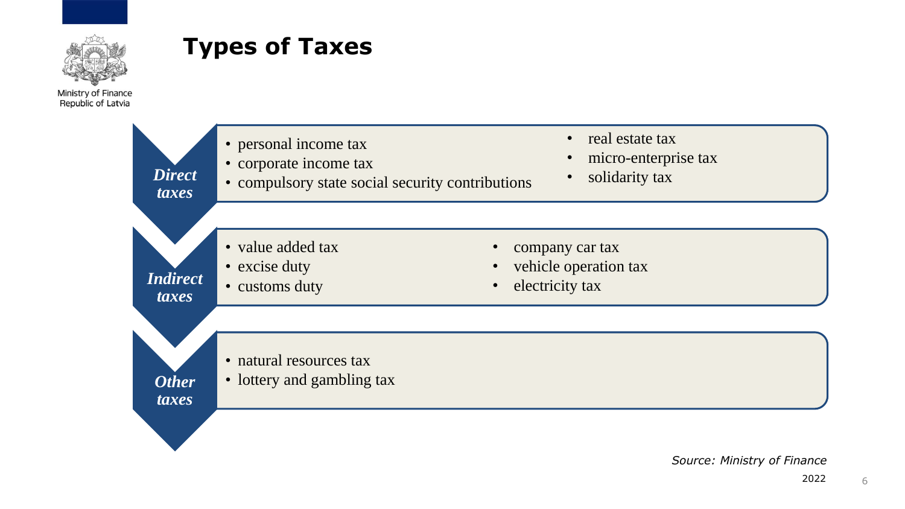Ministry of Finance
Republic of Latvia

# Types of Taxes

***Direct taxes***

- personal income tax
- corporate income tax
- compulsory state social security contributions
- real estate tax
- micro-enterprise tax
- solidarity tax

***Indirect taxes***

- value added tax
- excise duty
- customs duty
- company car tax
- vehicle operation tax
- electricity tax

***Other taxes***

- natural resources tax
- lottery and gambling tax

*Source: Ministry of Finance*

2022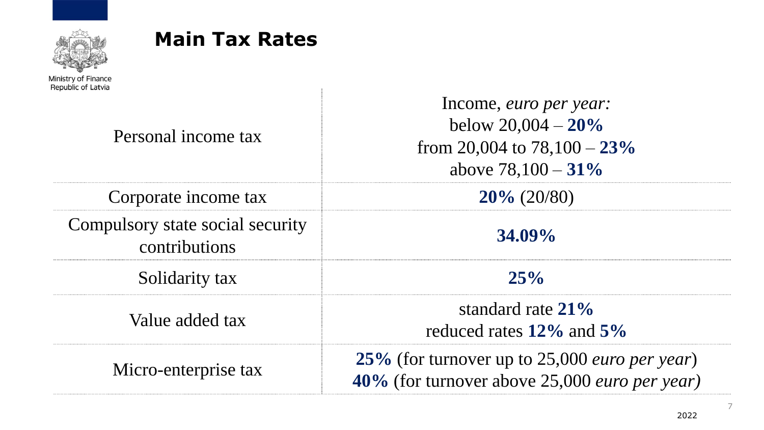## Main Tax Rates

| | |
|---|---|
| Personal income tax | Income, *euro per year:* below 20,004 – **20%** from 20,004 to 78,100 – **23%** above 78,100 – **31%** |
| Corporate income tax | **20%** (20/80) |
| Compulsory state social security contributions | **34.09%** |
| Solidarity tax | **25%** |
| Value added tax | standard rate **21%** reduced rates **12%** and **5%** |
| Micro-enterprise tax | **25%** (for turnover up to 25,000 *euro per year*) **40%** (for turnover above 25,000 *euro per year)* |

2022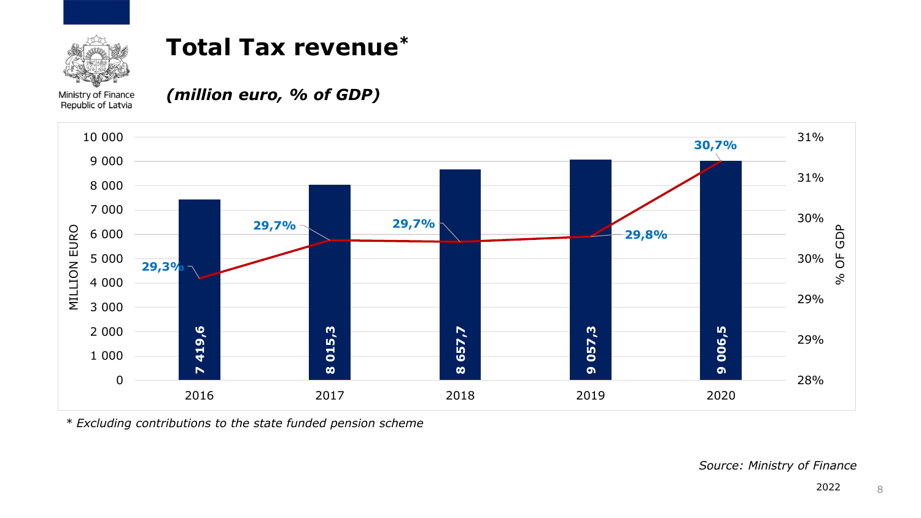Ministry of Finance
Republic of Latvia

# Total Tax revenue*

***(million euro, % of GDP)***

| Year | Million euro | % of GDP |
|---|---|---|
| 2016 | 7 419,6 | 29,3% |
| 2017 | 8 015,3 | 29,7% |
| 2018 | 8 657,7 | 29,7% |
| 2019 | 9 057,3 | 29,8% |
| 2020 | 9 006,5 | 30,7% |

*\* Excluding contributions to the state funded pension scheme*

*Source: Ministry of Finance*

2022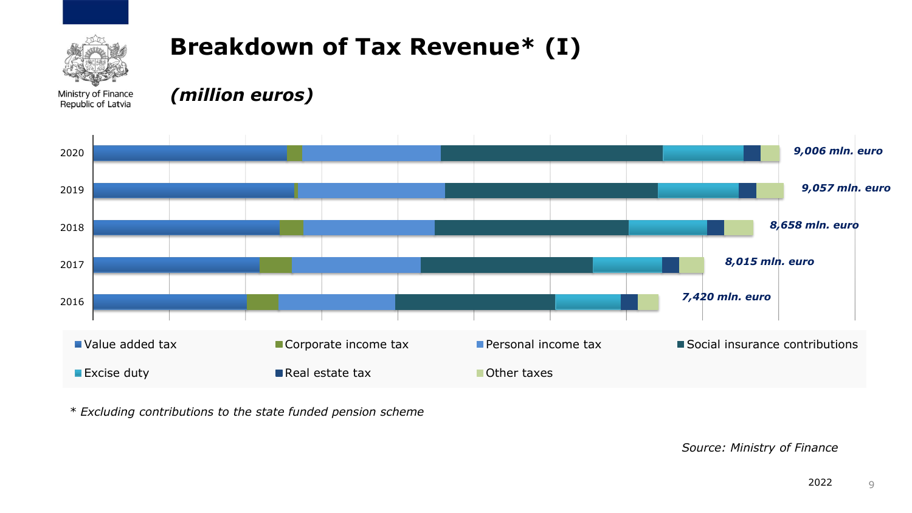# Breakdown of Tax Revenue* (I)

***(million euros)***

| Year | Total |
|---|---|
| 2020 | 9,006 mln. euro |
| 2019 | 9,057 mln. euro |
| 2018 | 8,658 mln. euro |
| 2017 | 8,015 mln. euro |
| 2016 | 7,420 mln. euro |

Value added tax · Corporate income tax · Personal income tax · Social insurance contributions · Excise duty · Real estate tax · Other taxes

*\* Excluding contributions to the state funded pension scheme*

*Source: Ministry of Finance*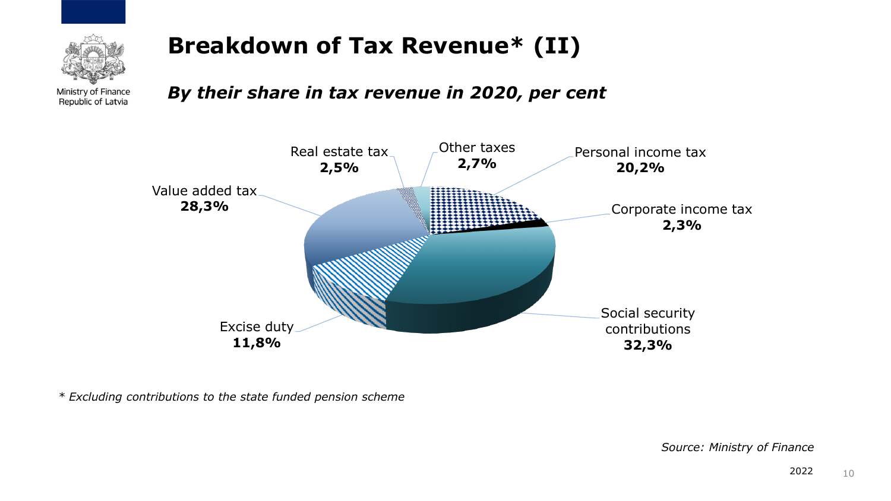# Breakdown of Tax Revenue* (II)

***By their share in tax revenue in 2020, per cent***

| Tax | Share |
|---|---|
| Personal income tax | **20,2%** |
| Corporate income tax | **2,3%** |
| Social security contributions | **32,3%** |
| Excise duty | **11,8%** |
| Value added tax | **28,3%** |
| Real estate tax | **2,5%** |
| Other taxes | **2,7%** |

*\* Excluding contributions to the state funded pension scheme*

*Source: Ministry of Finance*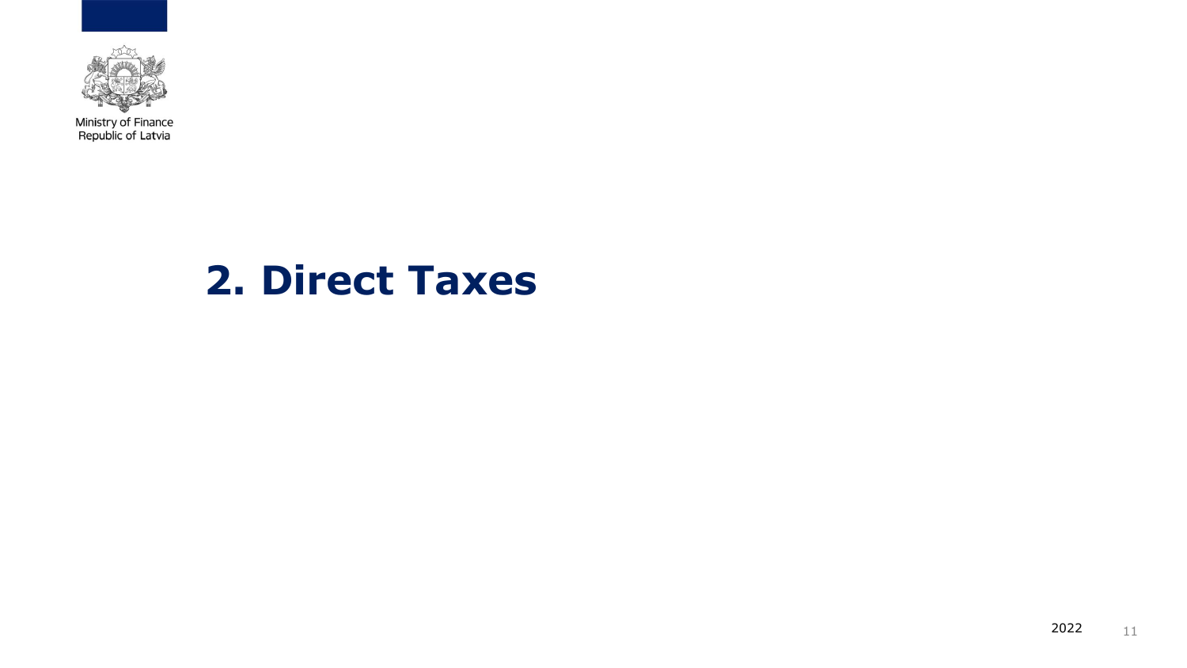# 2. Direct Taxes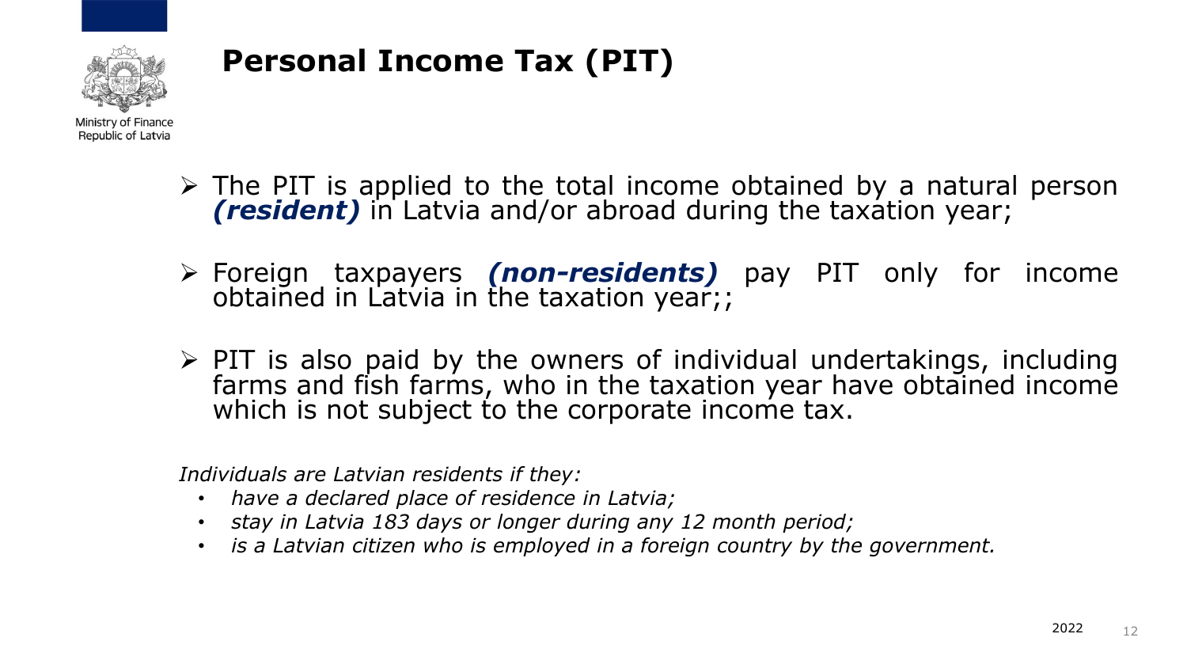# Personal Income Tax (PIT)

- The PIT is applied to the total income obtained by a natural person ***(resident)*** in Latvia and/or abroad during the taxation year;
- Foreign taxpayers ***(non-residents)*** pay PIT only for income obtained in Latvia in the taxation year;;
- PIT is also paid by the owners of individual undertakings, including farms and fish farms, who in the taxation year have obtained income which is not subject to the corporate income tax.

*Individuals are Latvian residents if they:*

- *have a declared place of residence in Latvia;*
- *stay in Latvia 183 days or longer during any 12 month period;*
- *is a Latvian citizen who is employed in a foreign country by the government.*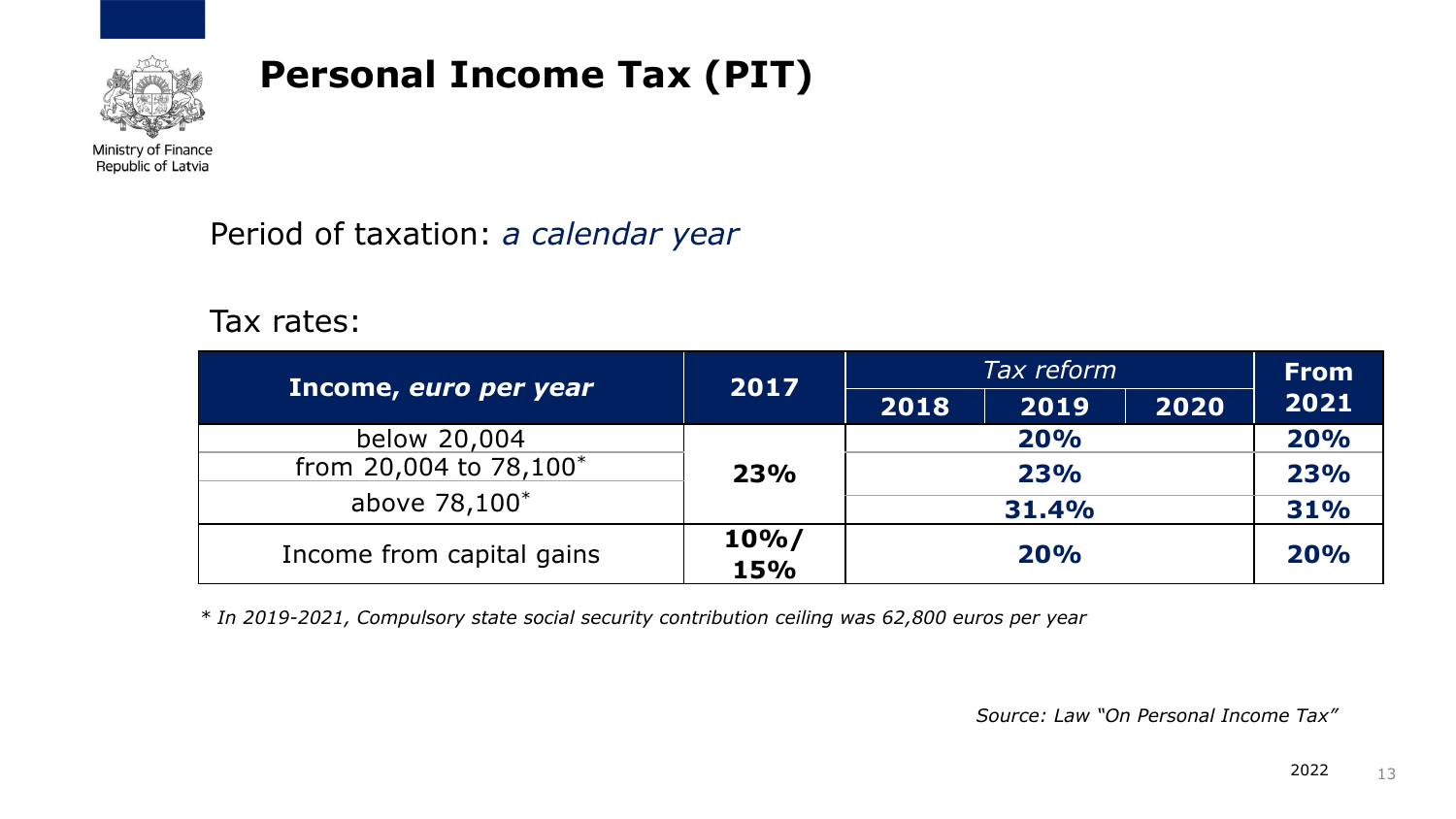# Personal Income Tax (PIT)

Period of taxation: *a calendar year*

Tax rates:

| Income, *euro per year* | 2017 | *Tax reform* | | | From 2021 |
|---|---|---|---|---|---|
| | | 2018 | 2019 | 2020 | |
| below 20,004 | 23% | 20% | | | 20% |
| from 20,004 to 78,100* | | 23% | | | 23% |
| above 78,100* | | 31.4% | | | 31% |
| Income from capital gains | 10%/ 15% | 20% | | | 20% |

*\* In 2019-2021, Compulsory state social security contribution ceiling was 62,800 euros per year*

*Source: Law "On Personal Income Tax"*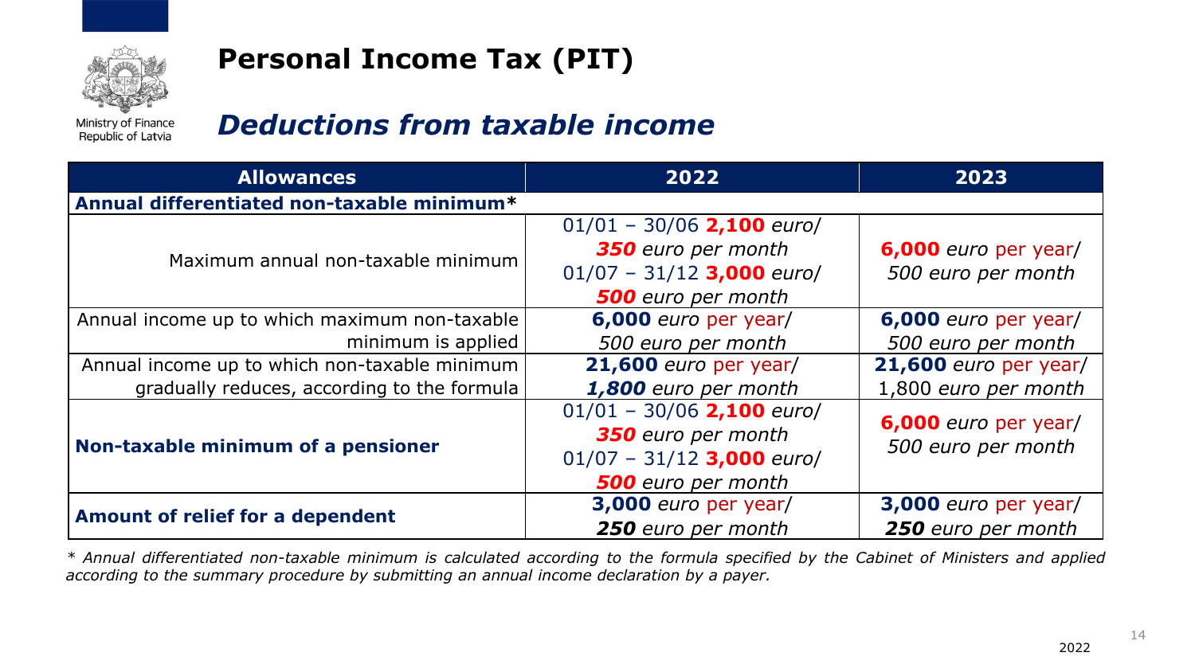Ministry of Finance
Republic of Latvia

# Personal Income Tax (PIT)

## *Deductions from taxable income*

| Allowances | 2022 | 2023 |
|---|---|---|
| **Annual differentiated non-taxable minimum*** | | |
| Maximum annual non-taxable minimum | 01/01 – 30/06 **2,100** *euro/* ***350*** *euro per month* 01/07 – 31/12 **3,000** *euro/* ***500*** *euro per month* | **6,000** *euro* per year/ *500 euro per month* |
| Annual income up to which maximum non-taxable minimum is applied | **6,000** *euro* per year/ *500 euro per month* | **6,000** *euro* per year/ *500 euro per month* |
| Annual income up to which non-taxable minimum gradually reduces, according to the formula | **21,600** *euro* per year/ ***1,800*** *euro per month* | **21,600** *euro* per year/ 1,800 *euro per month* |
| **Non-taxable minimum of a pensioner** | 01/01 – 30/06 **2,100** *euro/* ***350*** *euro per month* 01/07 – 31/12 **3,000** *euro/* ***500*** *euro per month* | **6,000** *euro* per year/ *500 euro per month* |
| **Amount of relief for a dependent** | **3,000** *euro* per year/ ***250*** *euro per month* | **3,000** *euro* per year/ ***250*** *euro per month* |

*\* Annual differentiated non-taxable minimum is calculated according to the formula specified by the Cabinet of Ministers and applied according to the summary procedure by submitting an annual income declaration by a payer.*

2022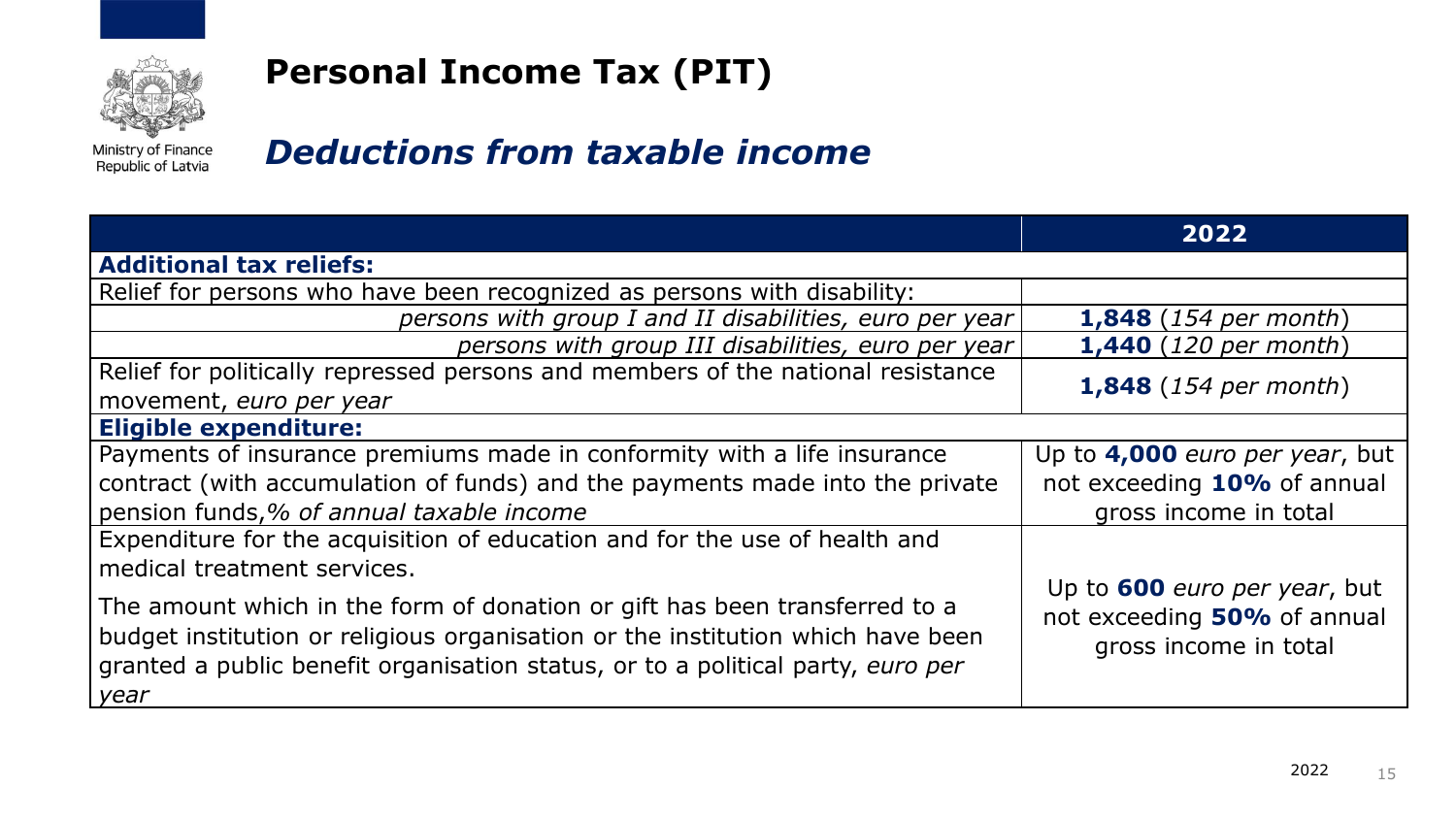# Personal Income Tax (PIT)

## *Deductions from taxable income*

| | **2022** |
|---|---|
| **Additional tax reliefs:** | |
| Relief for persons who have been recognized as persons with disability: | |
| *persons with group I and II disabilities, euro per year* | **1,848** (*154 per month*) |
| *persons with group III disabilities, euro per year* | **1,440** (*120 per month*) |
| Relief for politically repressed persons and members of the national resistance movement, *euro per year* | **1,848** (*154 per month*) |
| **Eligible expenditure:** | |
| Payments of insurance premiums made in conformity with a life insurance contract (with accumulation of funds) and the payments made into the private pension funds,*% of annual taxable income* | Up to **4,000** *euro per year*, but not exceeding **10%** of annual gross income in total |
| Expenditure for the acquisition of education and for the use of health and medical treatment services. The amount which in the form of donation or gift has been transferred to a budget institution or religious organisation or the institution which have been granted a public benefit organisation status, or to a political party, *euro per year* | Up to **600** *euro per year*, but not exceeding **50%** of annual gross income in total |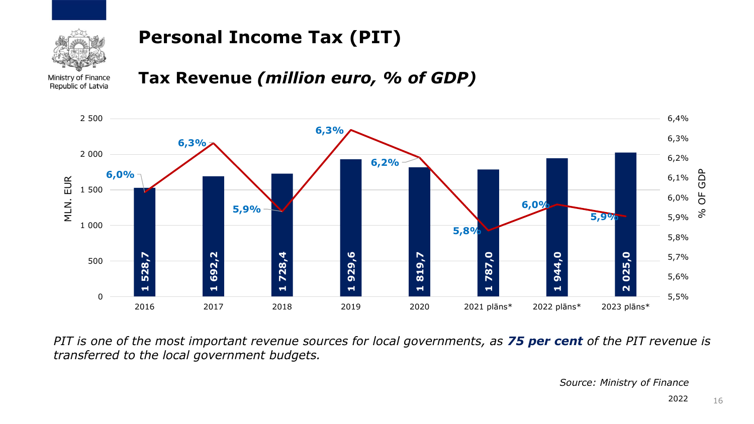# Personal Income Tax (PIT)

## Tax Revenue *(million euro, % of GDP)*

| Year | MLN. EUR | % OF GDP |
|---|---|---|
| 2016 | 1 528,7 | 6,0% |
| 2017 | 1 692,2 | 6,3% |
| 2018 | 1 728,4 | 5,9% |
| 2019 | 1 929,6 | 6,3% |
| 2020 | 1 819,7 | 6,2% |
| 2021 plāns* | 1 787,0 | 5,8% |
| 2022 plāns* | 1 944,0 | 6,0% |
| 2023 plāns* | 2 025,0 | 5,9% |

*PIT is one of the most important revenue sources for local governments, as **75 per cent** of the PIT revenue is transferred to the local government budgets.*

*Source: Ministry of Finance*

2022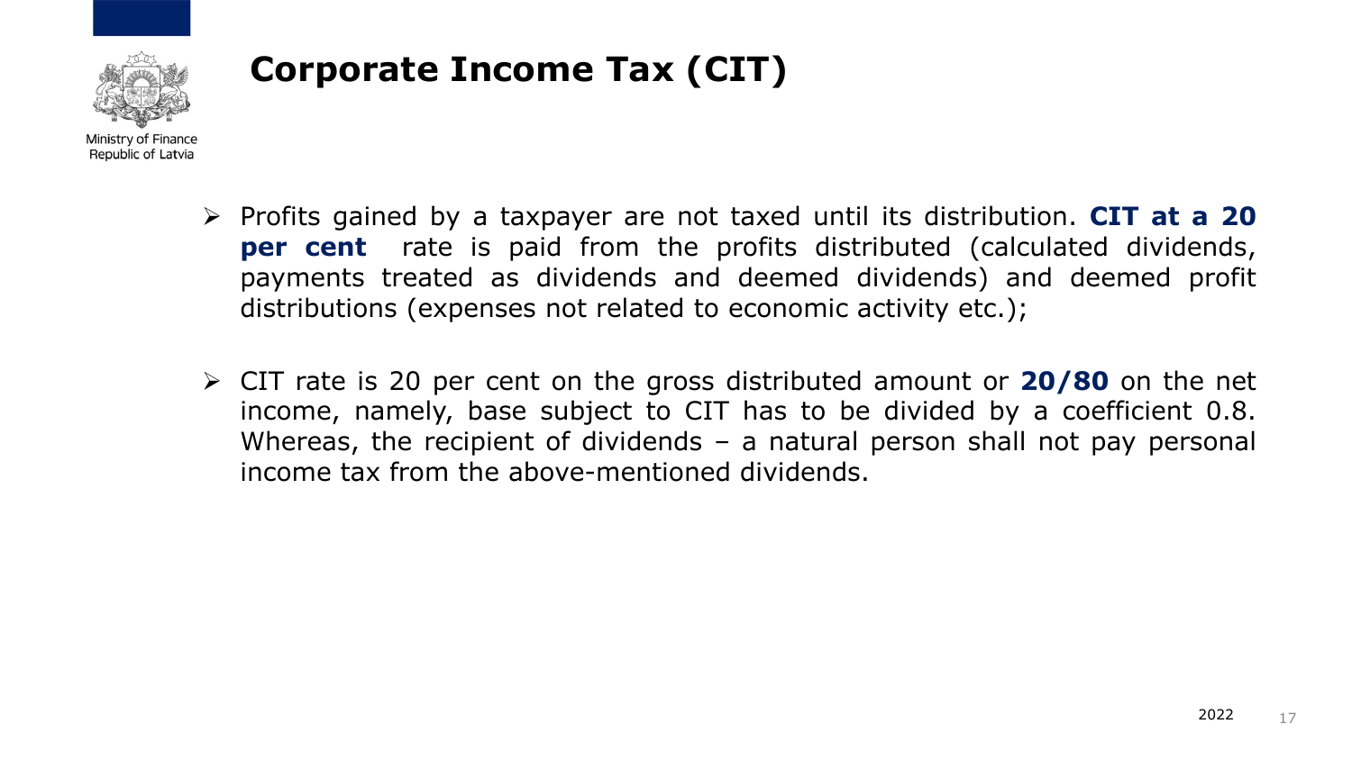# Corporate Income Tax (CIT)

- Profits gained by a taxpayer are not taxed until its distribution. **CIT at a 20 per cent** rate is paid from the profits distributed (calculated dividends, payments treated as dividends and deemed dividends) and deemed profit distributions (expenses not related to economic activity etc.);

- CIT rate is 20 per cent on the gross distributed amount or **20/80** on the net income, namely, base subject to CIT has to be divided by a coefficient 0.8. Whereas, the recipient of dividends – a natural person shall not pay personal income tax from the above-mentioned dividends.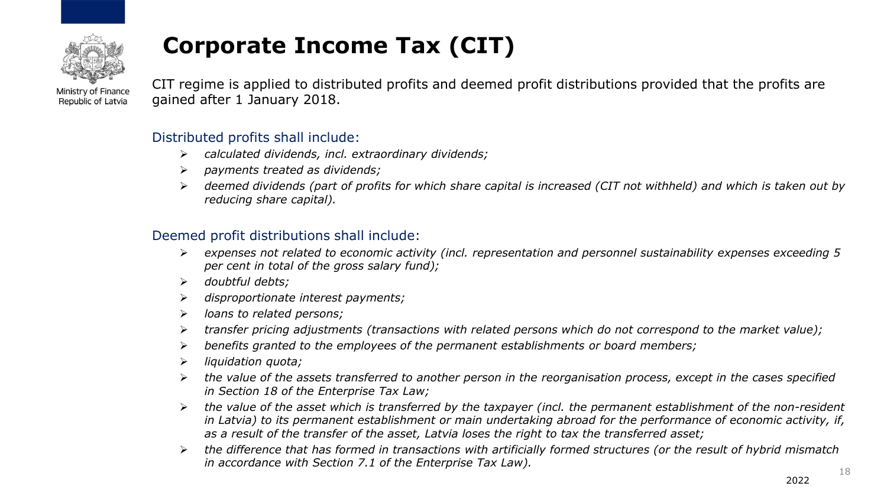# Corporate Income Tax (CIT)

CIT regime is applied to distributed profits and deemed profit distributions provided that the profits are gained after 1 January 2018.

Distributed profits shall include:

- *calculated dividends, incl. extraordinary dividends;*
- *payments treated as dividends;*
- *deemed dividends (part of profits for which share capital is increased (CIT not withheld) and which is taken out by reducing share capital).*

Deemed profit distributions shall include:

- *expenses not related to economic activity (incl. representation and personnel sustainability expenses exceeding 5 per cent in total of the gross salary fund);*
- *doubtful debts;*
- *disproportionate interest payments;*
- *loans to related persons;*
- *transfer pricing adjustments (transactions with related persons which do not correspond to the market value);*
- *benefits granted to the employees of the permanent establishments or board members;*
- *liquidation quota;*
- *the value of the assets transferred to another person in the reorganisation process, except in the cases specified in Section 18 of the Enterprise Tax Law;*
- *the value of the asset which is transferred by the taxpayer (incl. the permanent establishment of the non-resident in Latvia) to its permanent establishment or main undertaking abroad for the performance of economic activity, if, as a result of the transfer of the asset, Latvia loses the right to tax the transferred asset;*
- *the difference that has formed in transactions with artificially formed structures (or the result of hybrid mismatch in accordance with Section 7.1 of the Enterprise Tax Law).*

2022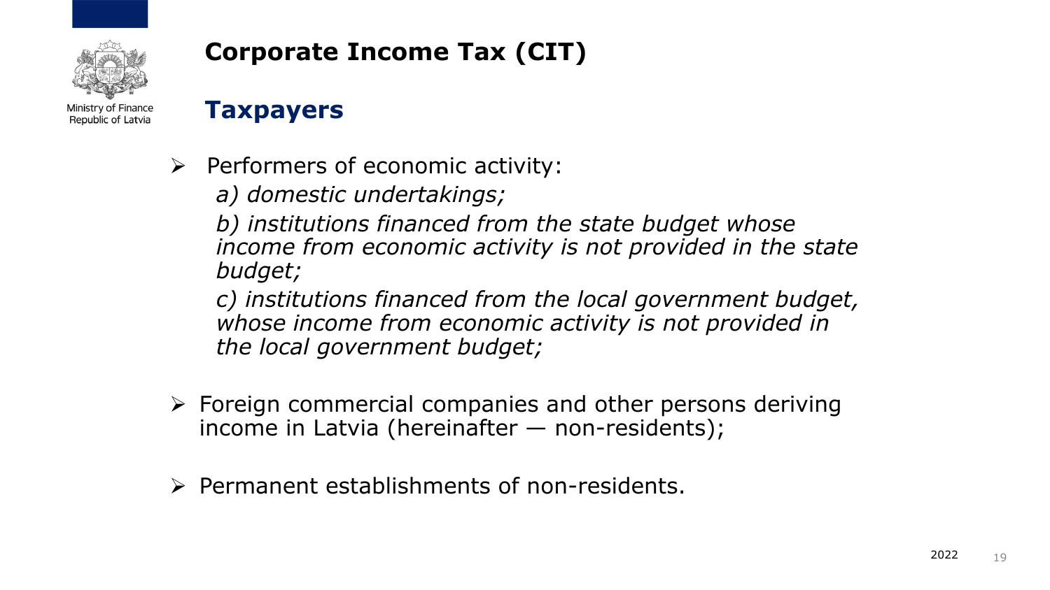# Corporate Income Tax (CIT)

## Taxpayers

- Performers of economic activity:

  *a) domestic undertakings;*

  *b) institutions financed from the state budget whose income from economic activity is not provided in the state budget;*

  *c) institutions financed from the local government budget, whose income from economic activity is not provided in the local government budget;*

- Foreign commercial companies and other persons deriving income in Latvia (hereinafter — non-residents);

- Permanent establishments of non-residents.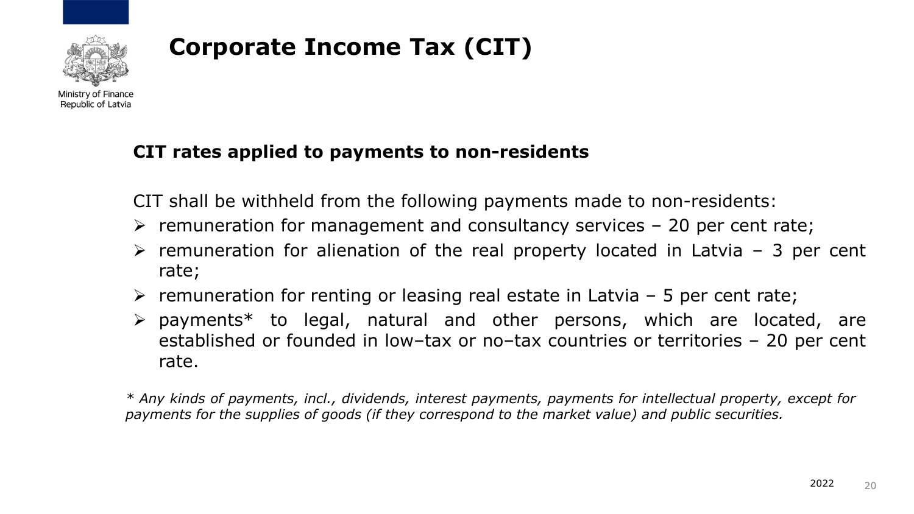# Corporate Income Tax (CIT)

## CIT rates applied to payments to non-residents

CIT shall be withheld from the following payments made to non-residents:

- remuneration for management and consultancy services – 20 per cent rate;
- remuneration for alienation of the real property located in Latvia – 3 per cent rate;
- remuneration for renting or leasing real estate in Latvia – 5 per cent rate;
- payments* to legal, natural and other persons, which are located, are established or founded in low–tax or no–tax countries or territories – 20 per cent rate.

*\* Any kinds of payments, incl., dividends, interest payments, payments for intellectual property, except for payments for the supplies of goods (if they correspond to the market value) and public securities.*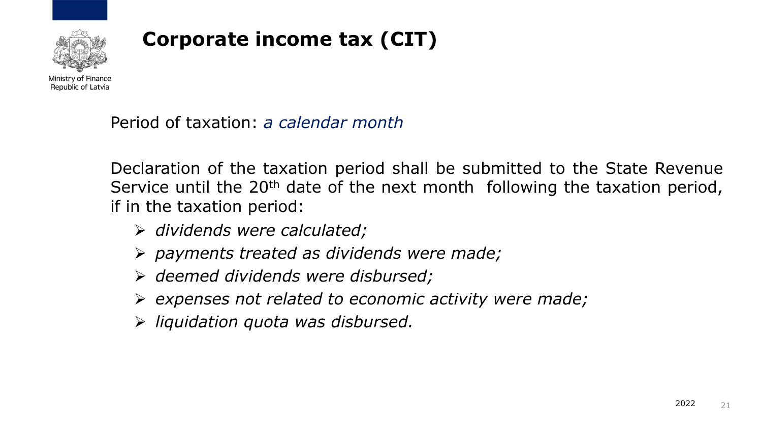# Corporate income tax (CIT)

Period of taxation: *a calendar month*

Declaration of the taxation period shall be submitted to the State Revenue Service until the 20th date of the next month following the taxation period, if in the taxation period:

- *dividends were calculated;*
- *payments treated as dividends were made;*
- *deemed dividends were disbursed;*
- *expenses not related to economic activity were made;*
- *liquidation quota was disbursed.*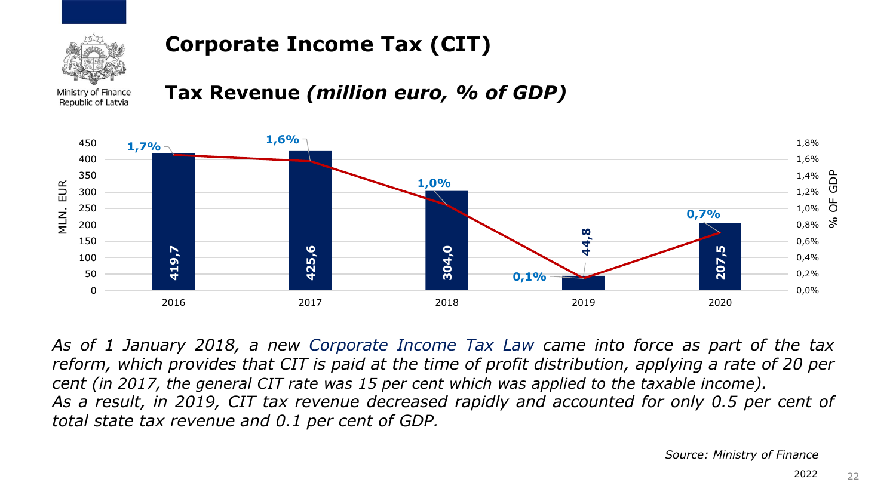# Corporate Income Tax (CIT)

## Tax Revenue *(million euro, % of GDP)*

| Year | MLN. EUR | % OF GDP |
|---|---|---|
| 2016 | 419,7 | 1,7% |
| 2017 | 425,6 | 1,6% |
| 2018 | 304,0 | 1,0% |
| 2019 | 44,8 | 0,1% |
| 2020 | 207,5 | 0,7% |

*As of 1 January 2018, a new Corporate Income Tax Law came into force as part of the tax reform, which provides that CIT is paid at the time of profit distribution, applying a rate of 20 per cent (in 2017, the general CIT rate was 15 per cent which was applied to the taxable income).*
*As a result, in 2019, CIT tax revenue decreased rapidly and accounted for only 0.5 per cent of total state tax revenue and 0.1 per cent of GDP.*

*Source: Ministry of Finance*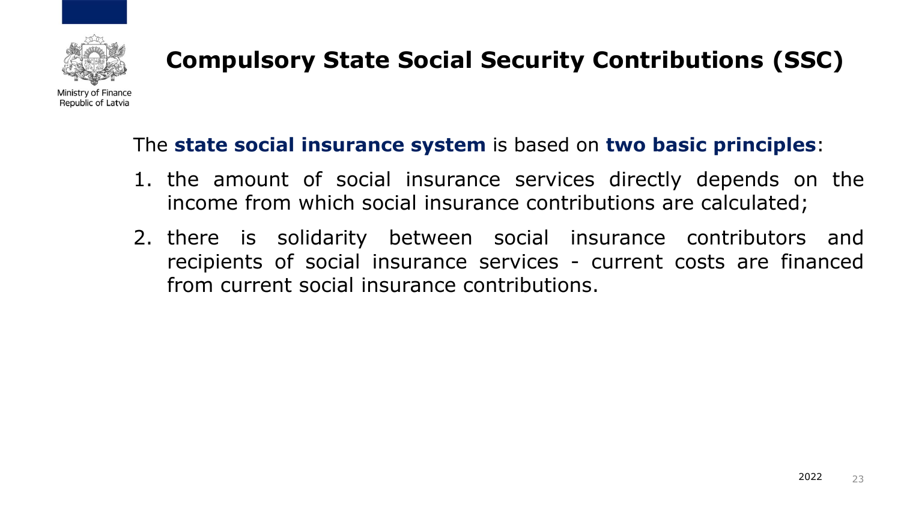# Compulsory State Social Security Contributions (SSC)

The **state social insurance system** is based on **two basic principles**:

1. the amount of social insurance services directly depends on the income from which social insurance contributions are calculated;
2. there is solidarity between social insurance contributors and recipients of social insurance services - current costs are financed from current social insurance contributions.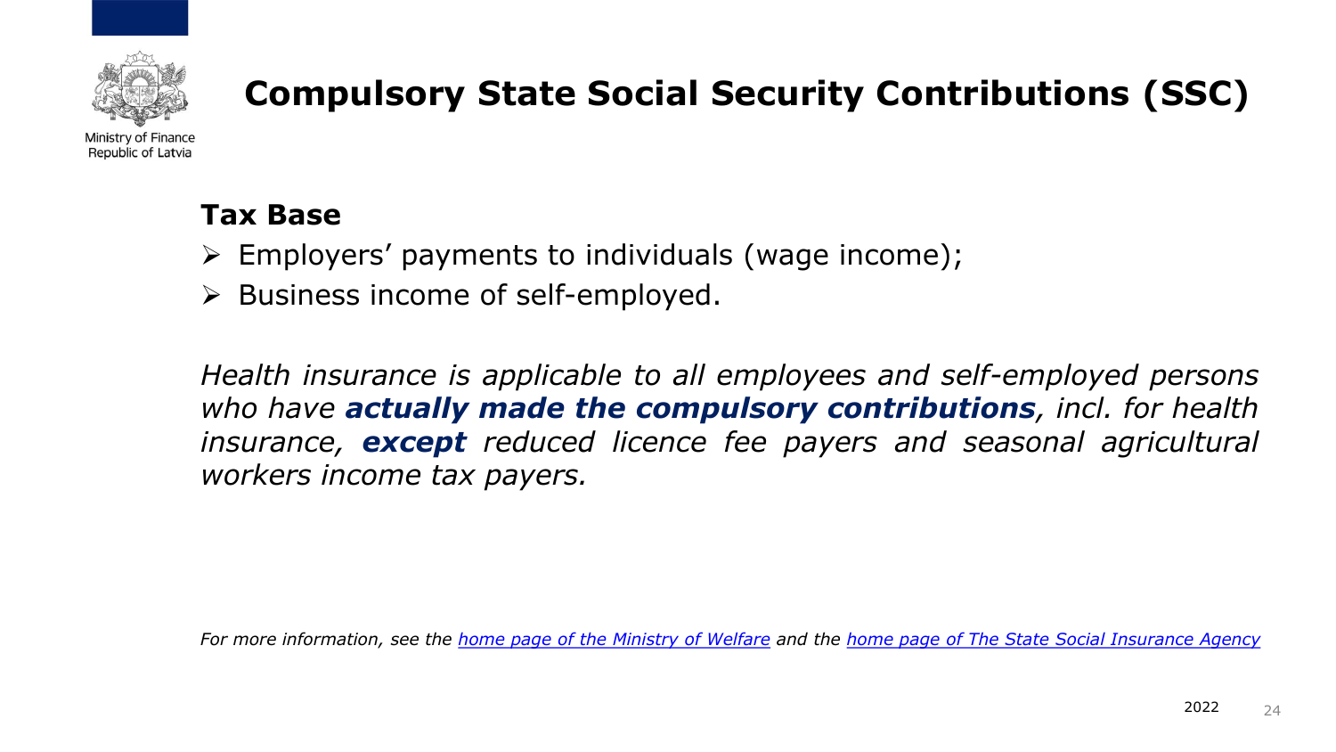# Compulsory State Social Security Contributions (SSC)

**Tax Base**

- Employers' payments to individuals (wage income);
- Business income of self-employed.

*Health insurance is applicable to all employees and self-employed persons who have* ***actually made the compulsory contributions****, incl. for health insurance,* ***except*** *reduced licence fee payers and seasonal agricultural workers income tax payers.*

*For more information, see the [home page of the Ministry of Welfare] and the [home page of The State Social Insurance Agency]*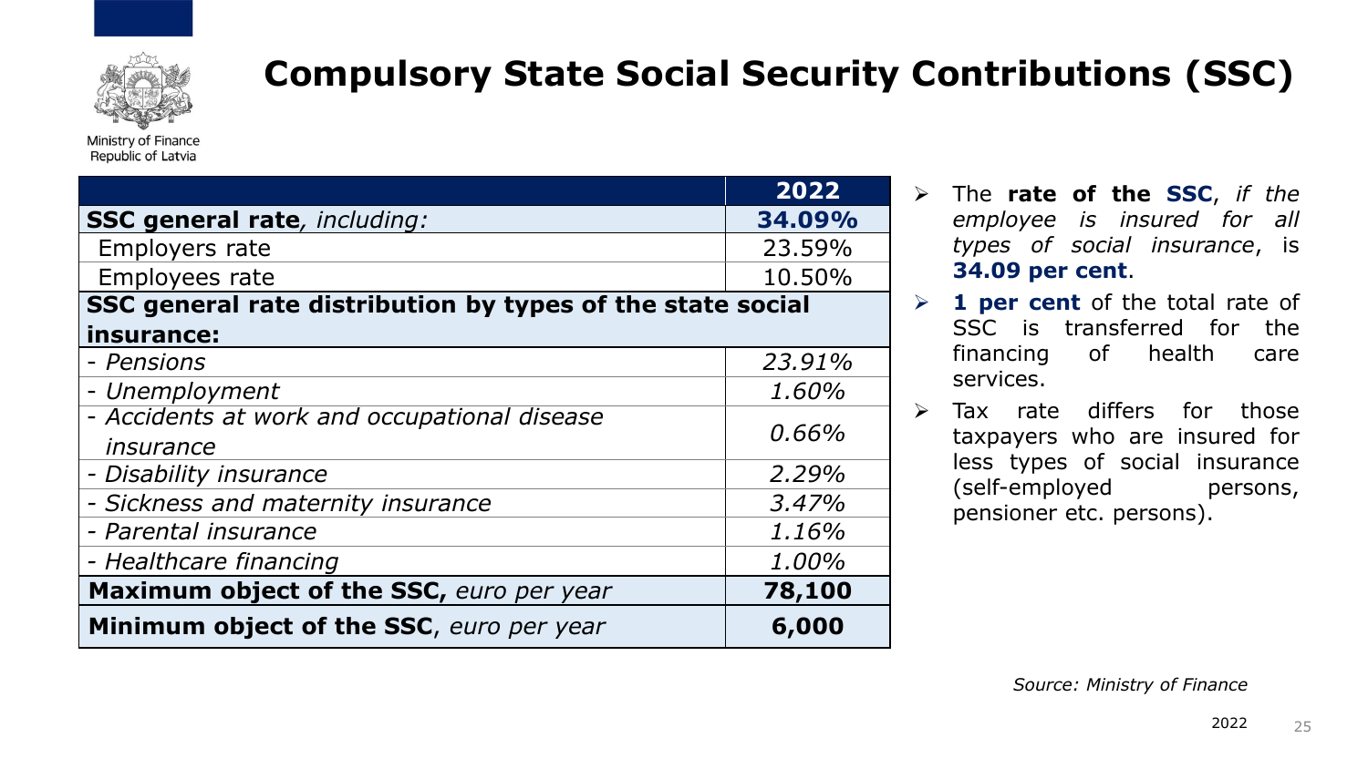Ministry of Finance
Republic of Latvia

# Compulsory State Social Security Contributions (SSC)

| | 2022 |
|---|---|
| **SSC general rate***, including:* | **34.09%** |
| Employers rate | 23.59% |
| Employees rate | 10.50% |
| **SSC general rate distribution by types of the state social insurance:** | |
| *- Pensions* | *23.91%* |
| *- Unemployment* | *1.60%* |
| *- Accidents at work and occupational disease insurance* | *0.66%* |
| *- Disability insurance* | *2.29%* |
| *- Sickness and maternity insurance* | *3.47%* |
| *- Parental insurance* | *1.16%* |
| *- Healthcare financing* | *1.00%* |
| **Maximum object of the SSC,** *euro per year* | **78,100** |
| **Minimum object of the SSC**, *euro per year* | **6,000** |

- The **rate of the SSC**, *if the employee is insured for all types of social insurance*, is **34.09 per cent**.
- **1 per cent** of the total rate of SSC is transferred for the financing of health care services.
- Tax rate differs for those taxpayers who are insured for less types of social insurance (self-employed persons, pensioner etc. persons).

*Source: Ministry of Finance*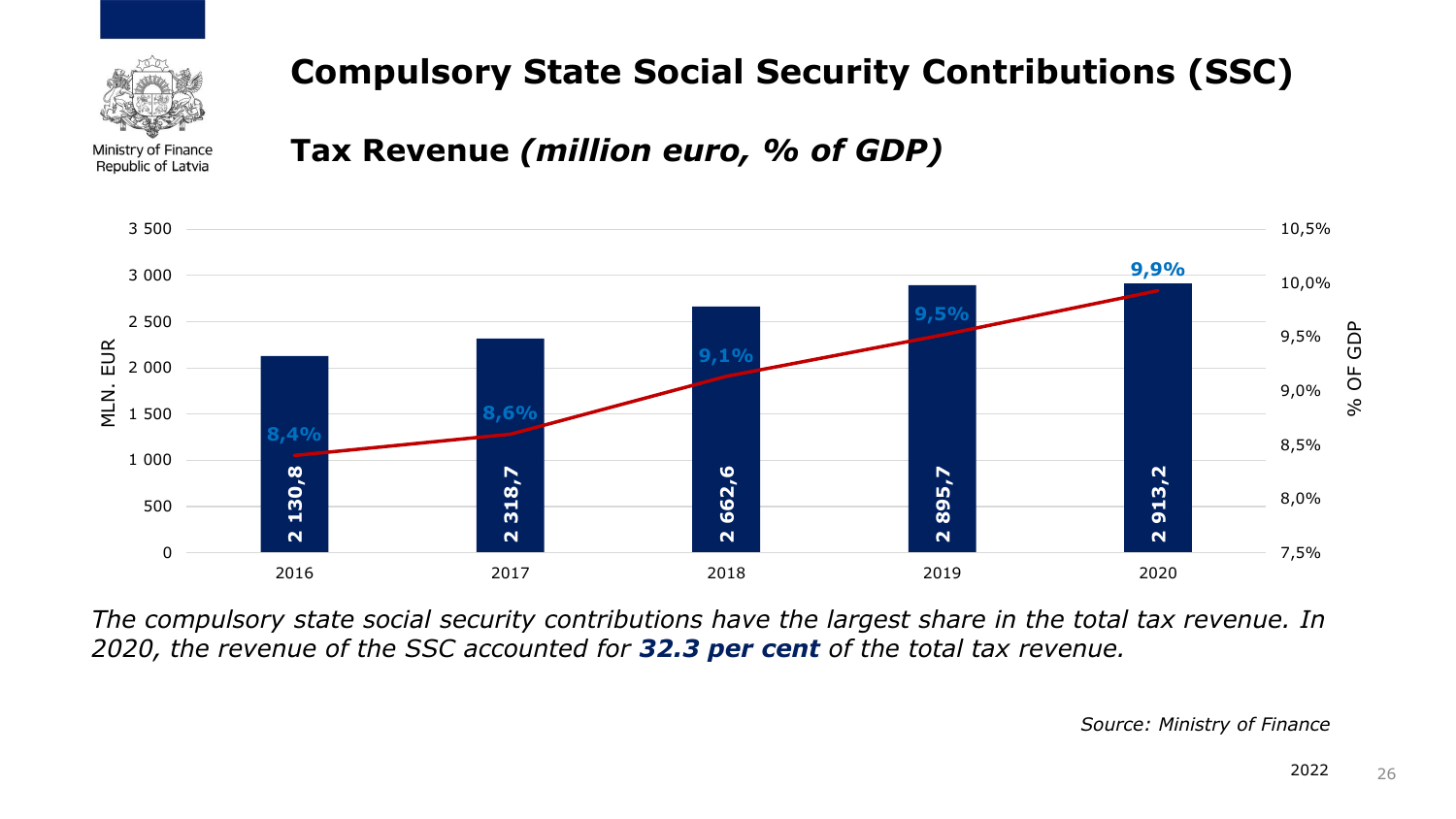# Compulsory State Social Security Contributions (SSC)

## Tax Revenue *(million euro, % of GDP)*

| Year | MLN. EUR | % OF GDP |
|---|---|---|
| 2016 | 2 130,8 | 8,4% |
| 2017 | 2 318,7 | 8,6% |
| 2018 | 2 662,6 | 9,1% |
| 2019 | 2 895,7 | 9,5% |
| 2020 | 2 913,2 | 9,9% |

*The compulsory state social security contributions have the largest share in the total tax revenue. In 2020, the revenue of the SSC accounted for **32.3 per cent** of the total tax revenue.*

*Source: Ministry of Finance*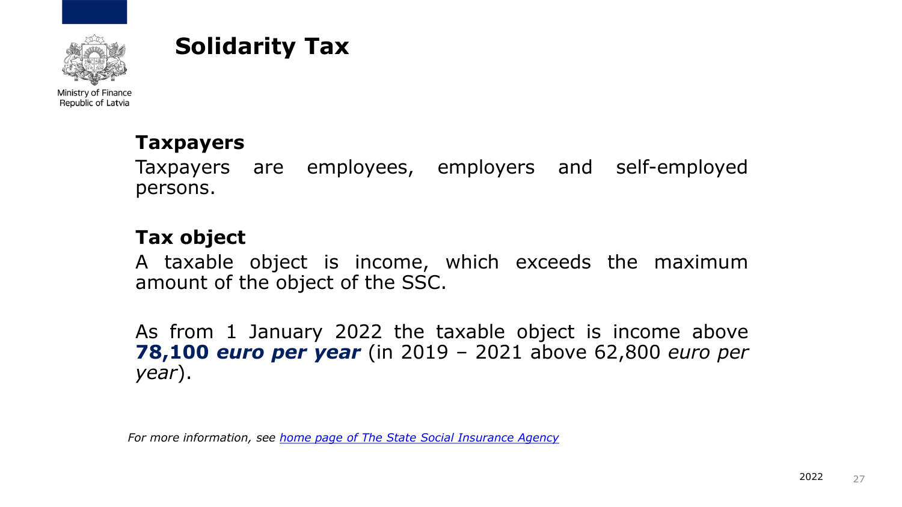# Solidarity Tax

### Taxpayers

Taxpayers are employees, employers and self-employed persons.

### Tax object

A taxable object is income, which exceeds the maximum amount of the object of the SSC.

As from 1 January 2022 the taxable object is income above ***78,100 euro per year*** (in 2019 – 2021 above 62,800 *euro per year*).

*For more information, see [home page of The State Social Insurance Agency]()*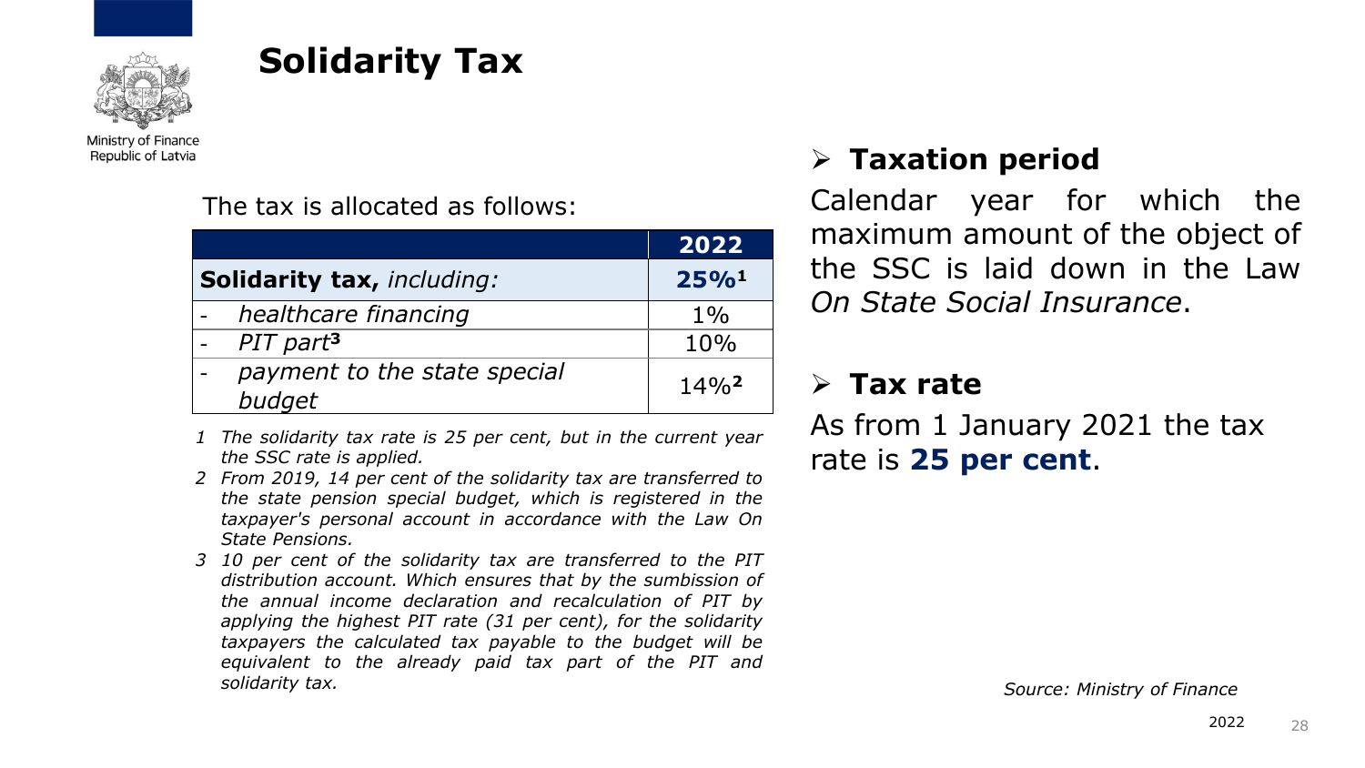# Solidarity Tax

The tax is allocated as follows:

| | 2022 |
|---|---|
| **Solidarity tax,** *including:* | **25%**[1] |
| - *healthcare financing* | 1% |
| - *PIT part*[3] | 10% |
| - *payment to the state special budget* | 14%[2] |

*1 The solidarity tax rate is 25 per cent, but in the current year the SSC rate is applied.*

*2 From 2019, 14 per cent of the solidarity tax are transferred to the state pension special budget, which is registered in the taxpayer's personal account in accordance with the Law On State Pensions.*

*3 10 per cent of the solidarity tax are transferred to the PIT distribution account. Which ensures that by the sumbission of the annual income declaration and recalculation of PIT by applying the highest PIT rate (31 per cent), for the solidarity taxpayers the calculated tax payable to the budget will be equivalent to the already paid tax part of the PIT and solidarity tax.*

## Taxation period

Calendar year for which the maximum amount of the object of the SSC is laid down in the Law *On State Social Insurance*.

## Tax rate

As from 1 January 2021 the tax rate is **25 per cent**.

*Source: Ministry of Finance*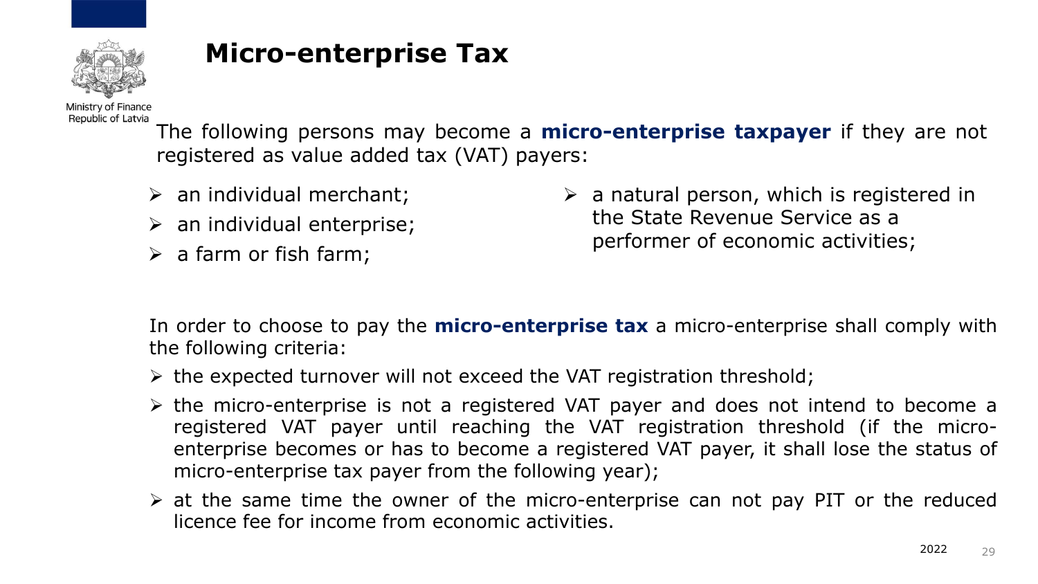# Micro-enterprise Tax

The following persons may become a **micro-enterprise taxpayer** if they are not registered as value added tax (VAT) payers:

- an individual merchant;
- an individual enterprise;
- a farm or fish farm;
- a natural person, which is registered in the State Revenue Service as a performer of economic activities;

In order to choose to pay the **micro-enterprise tax** a micro-enterprise shall comply with the following criteria:

- the expected turnover will not exceed the VAT registration threshold;
- the micro-enterprise is not a registered VAT payer and does not intend to become a registered VAT payer until reaching the VAT registration threshold (if the micro-enterprise becomes or has to become a registered VAT payer, it shall lose the status of micro-enterprise tax payer from the following year);
- at the same time the owner of the micro-enterprise can not pay PIT or the reduced licence fee for income from economic activities.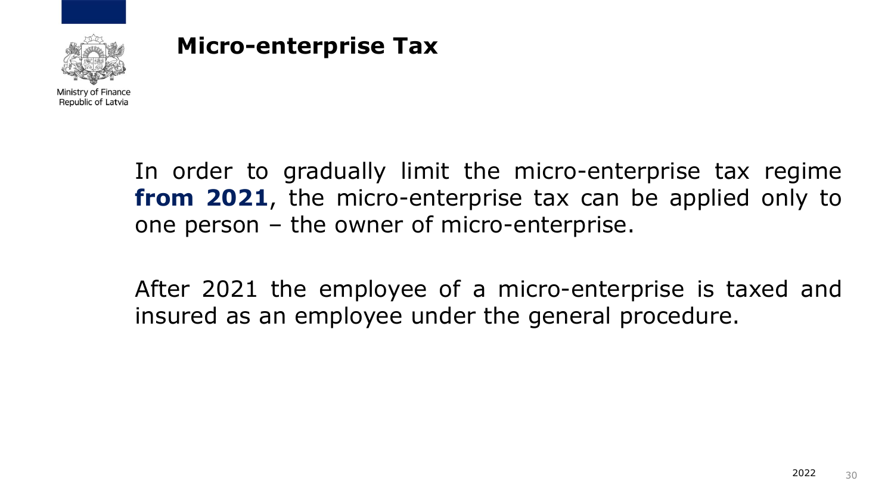## Micro-enterprise Tax

In order to gradually limit the micro-enterprise tax regime **from 2021**, the micro-enterprise tax can be applied only to one person – the owner of micro-enterprise.

After 2021 the employee of a micro-enterprise is taxed and insured as an employee under the general procedure.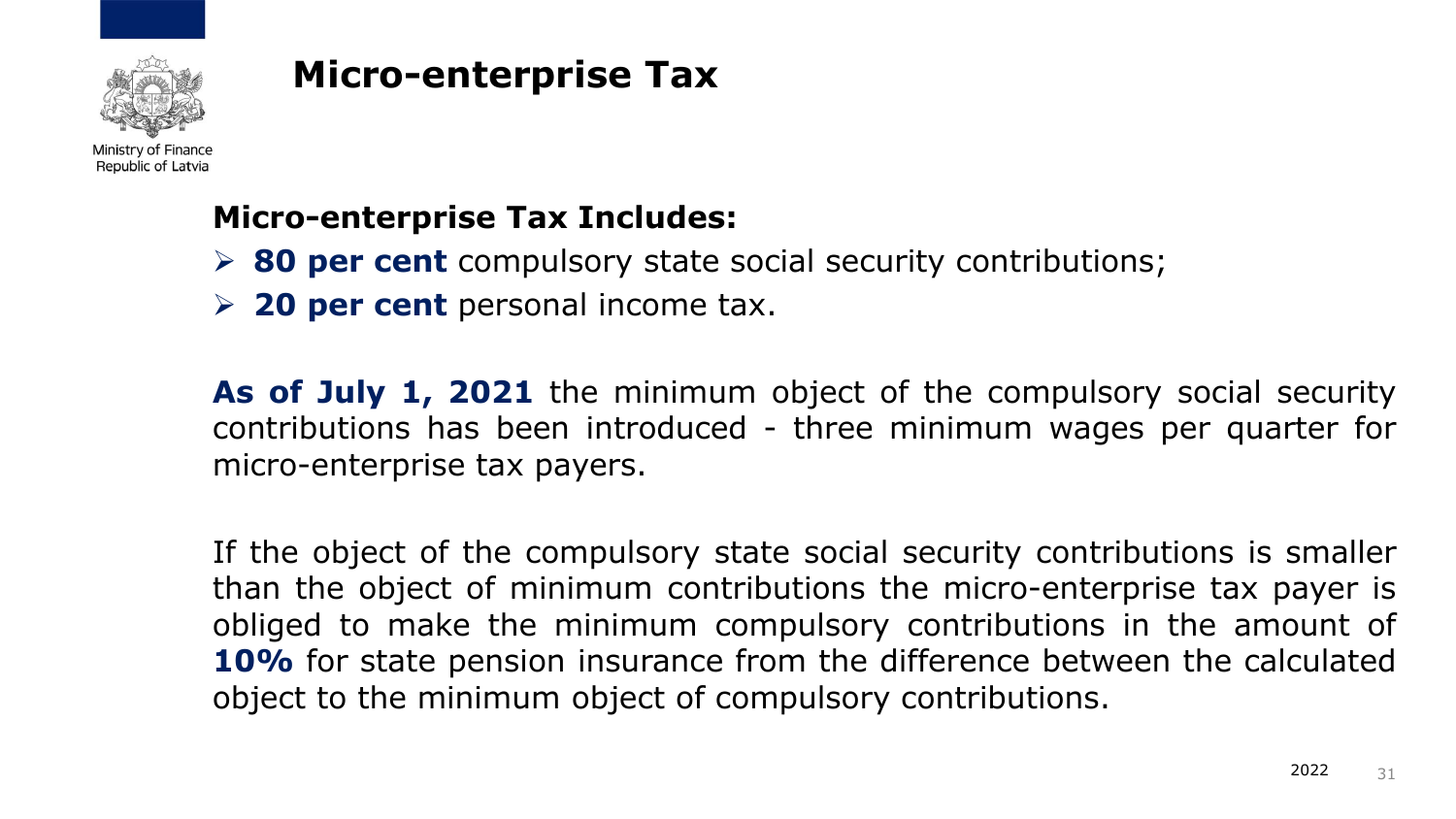# Micro-enterprise Tax

**Micro-enterprise Tax Includes:**

- **80 per cent** compulsory state social security contributions;
- **20 per cent** personal income tax.

**As of July 1, 2021** the minimum object of the compulsory social security contributions has been introduced - three minimum wages per quarter for micro-enterprise tax payers.

If the object of the compulsory state social security contributions is smaller than the object of minimum contributions the micro-enterprise tax payer is obliged to make the minimum compulsory contributions in the amount of **10%** for state pension insurance from the difference between the calculated object to the minimum object of compulsory contributions.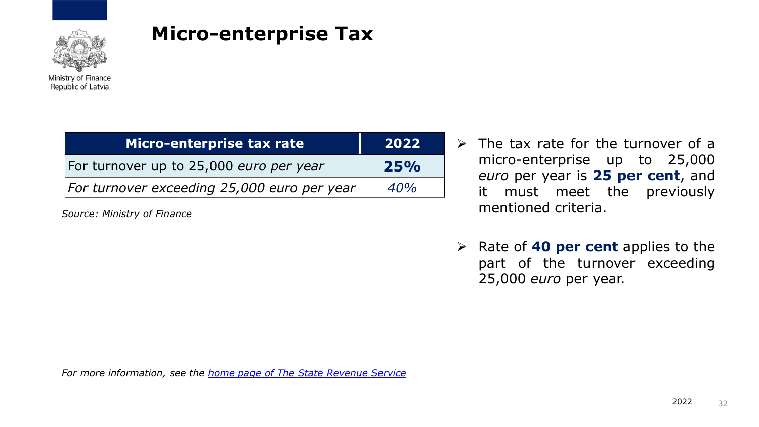# Micro-enterprise Tax

| Micro-enterprise tax rate | 2022 |
|---|---|
| For turnover up to 25,000 *euro per year* | **25%** |
| *For turnover exceeding 25,000 euro per year* | *40%* |

*Source: Ministry of Finance*

- The tax rate for the turnover of a micro-enterprise up to 25,000 *euro* per year is **25 per cent**, and it must meet the previously mentioned criteria.
- Rate of **40 per cent** applies to the part of the turnover exceeding 25,000 *euro* per year.

*For more information, see the home page of The State Revenue Service*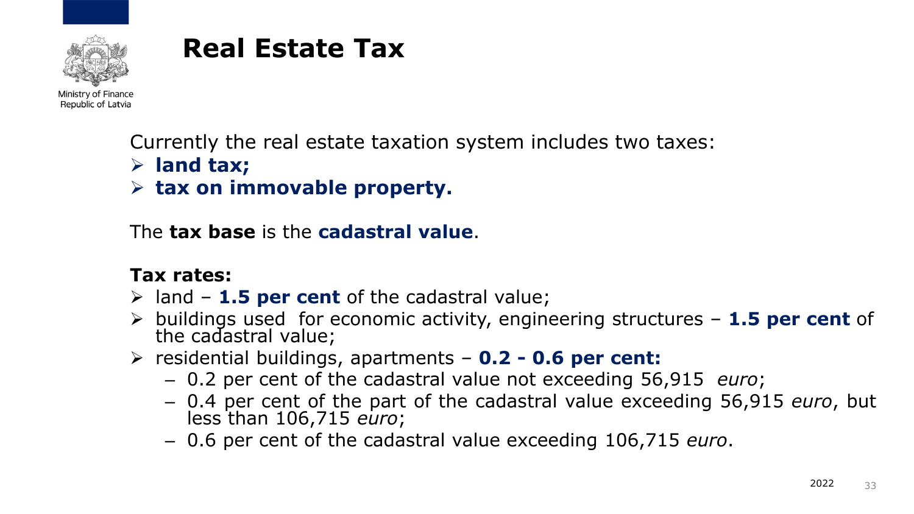# Real Estate Tax

Currently the real estate taxation system includes two taxes:

- **land tax;**
- **tax on immovable property.**

The **tax base** is the **cadastral value**.

**Tax rates:**

- land – **1.5 per cent** of the cadastral value;
- buildings used for economic activity, engineering structures – **1.5 per cent** of the cadastral value;
- residential buildings, apartments – **0.2 - 0.6 per cent:**
  - 0.2 per cent of the cadastral value not exceeding 56,915 *euro*;
  - 0.4 per cent of the part of the cadastral value exceeding 56,915 *euro*, but less than 106,715 *euro*;
  - 0.6 per cent of the cadastral value exceeding 106,715 *euro*.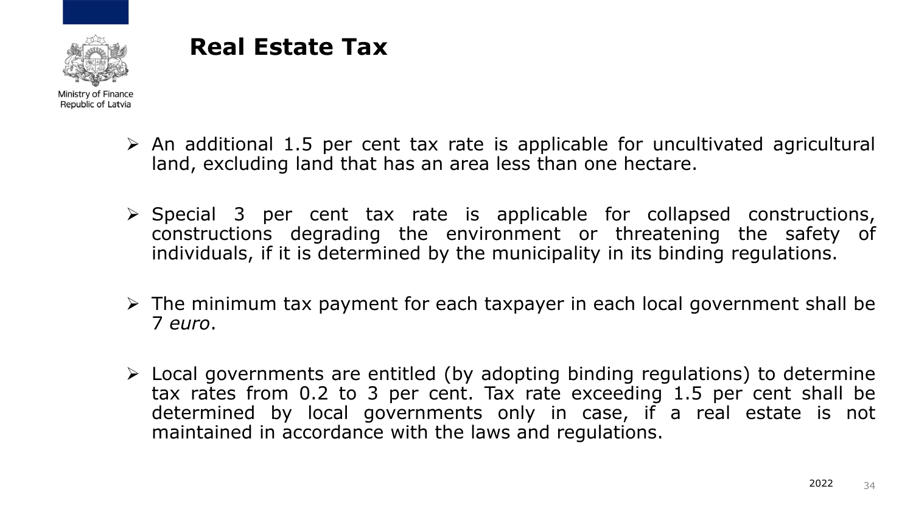# Real Estate Tax

- An additional 1.5 per cent tax rate is applicable for uncultivated agricultural land, excluding land that has an area less than one hectare.

- Special 3 per cent tax rate is applicable for collapsed constructions, constructions degrading the environment or threatening the safety of individuals, if it is determined by the municipality in its binding regulations.

- The minimum tax payment for each taxpayer in each local government shall be 7 *euro*.

- Local governments are entitled (by adopting binding regulations) to determine tax rates from 0.2 to 3 per cent. Tax rate exceeding 1.5 per cent shall be determined by local governments only in case, if a real estate is not maintained in accordance with the laws and regulations.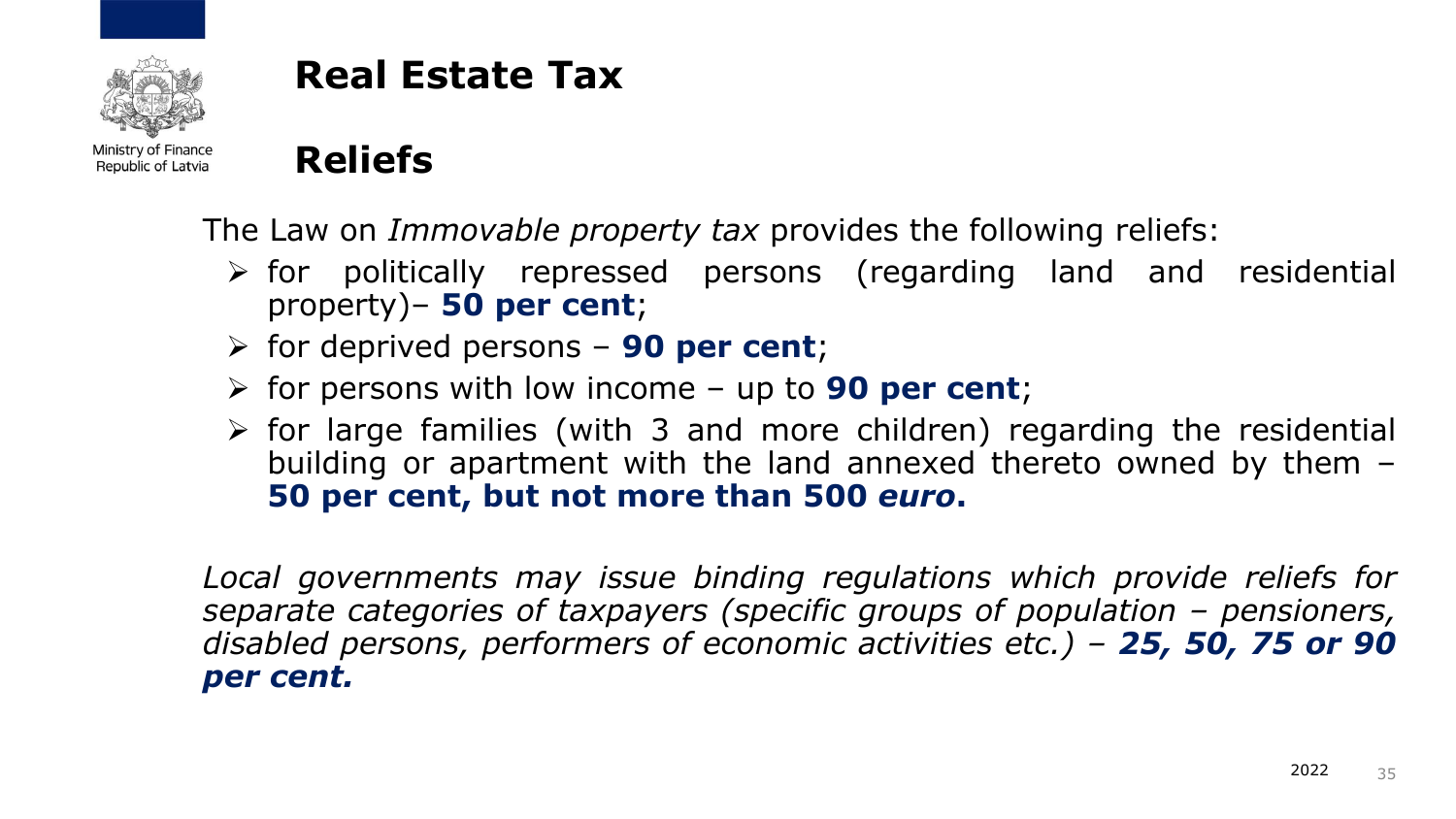# Real Estate Tax

## Reliefs

The Law on *Immovable property tax* provides the following reliefs:

- for politically repressed persons (regarding land and residential property)– **50 per cent**;
- for deprived persons – **90 per cent**;
- for persons with low income – up to **90 per cent**;
- for large families (with 3 and more children) regarding the residential building or apartment with the land annexed thereto owned by them – **50 per cent, but not more than 500 *euro*.**

*Local governments may issue binding regulations which provide reliefs for separate categories of taxpayers (specific groups of population – pensioners, disabled persons, performers of economic activities etc.) –* ***25, 50, 75 or 90 per cent.***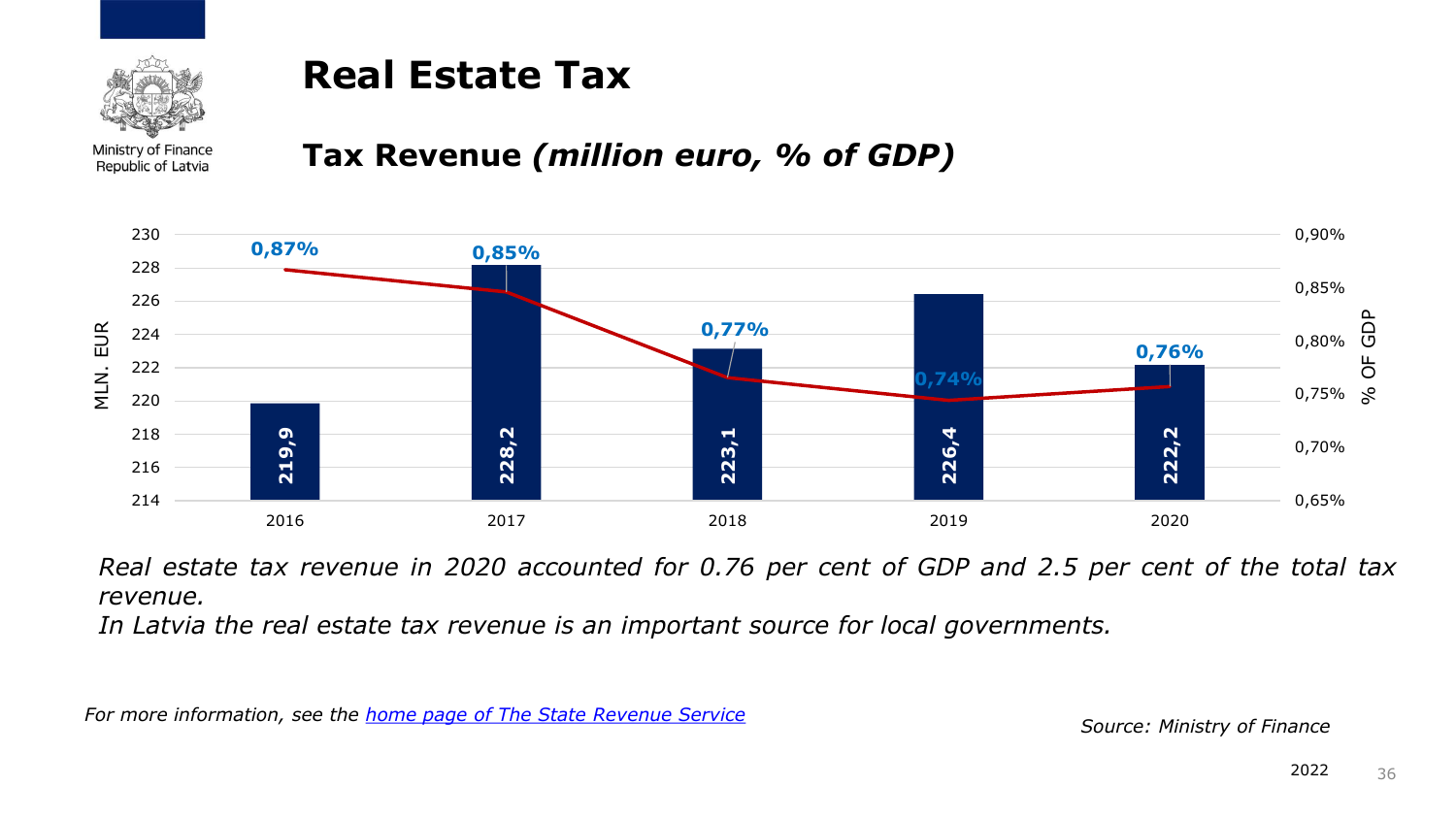Ministry of Finance
Republic of Latvia

# Real Estate Tax

## Tax Revenue *(million euro, % of GDP)*

| Year | Tax revenue (MLN. EUR) | % of GDP |
|---|---|---|
| 2016 | 219,9 | 0,87% |
| 2017 | 228,2 | 0,85% |
| 2018 | 223,1 | 0,77% |
| 2019 | 226,4 | 0,74% |
| 2020 | 222,2 | 0,76% |

*Real estate tax revenue in 2020 accounted for 0.76 per cent of GDP and 2.5 per cent of the total tax revenue.*
*In Latvia the real estate tax revenue is an important source for local governments.*

*For more information, see the [home page of The State Revenue Service]*

*Source: Ministry of Finance*

2022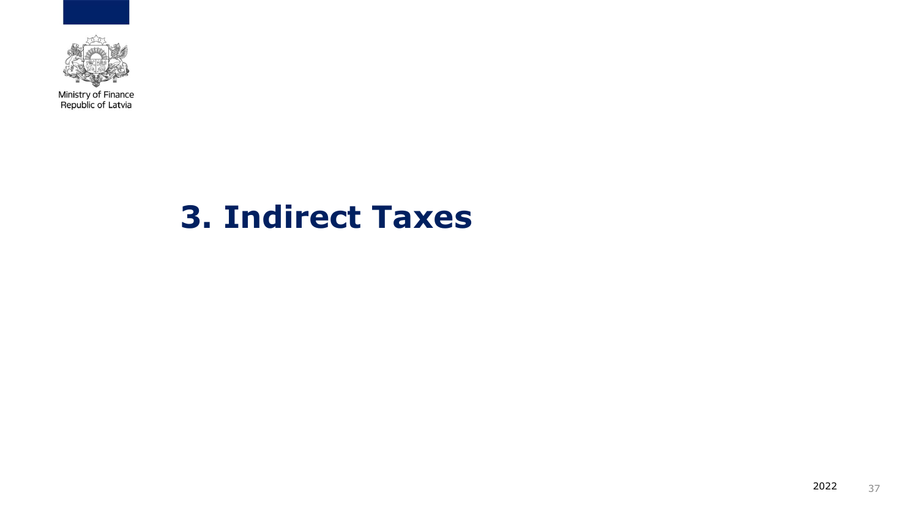# 3. Indirect Taxes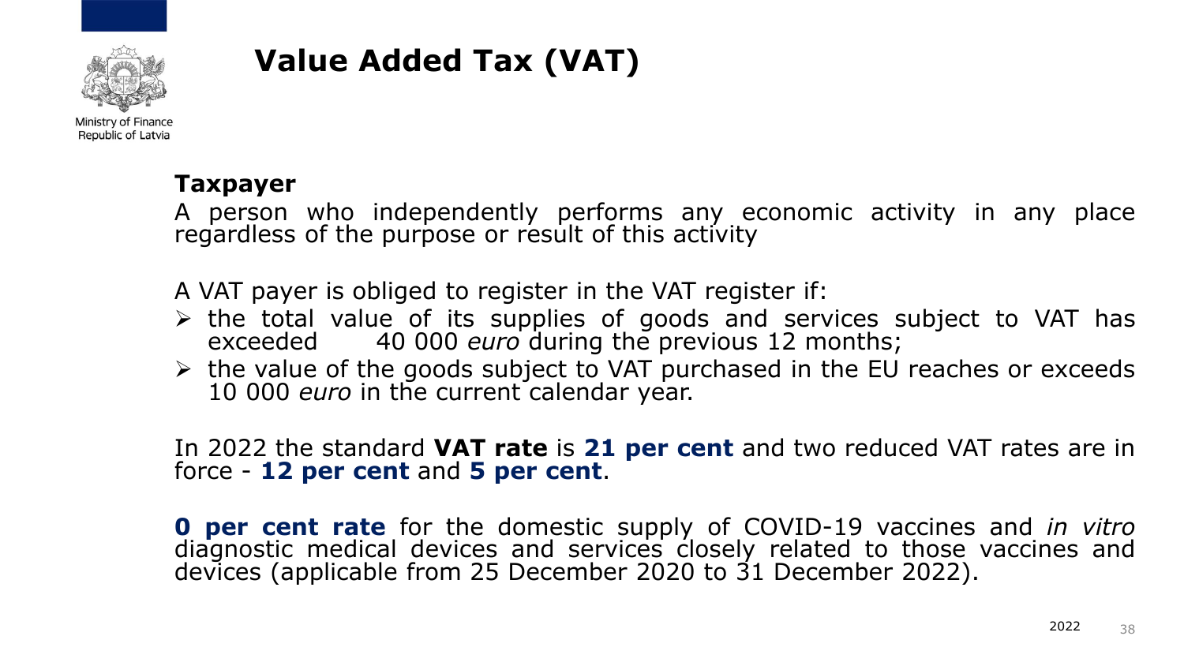# Value Added Tax (VAT)

Ministry of Finance
Republic of Latvia

**Taxpayer**

A person who independently performs any economic activity in any place regardless of the purpose or result of this activity

A VAT payer is obliged to register in the VAT register if:

- the total value of its supplies of goods and services subject to VAT has exceeded 40 000 *euro* during the previous 12 months;
- the value of the goods subject to VAT purchased in the EU reaches or exceeds 10 000 *euro* in the current calendar year.

In 2022 the standard **VAT rate** is **21 per cent** and two reduced VAT rates are in force - **12 per cent** and **5 per cent**.

**0 per cent rate** for the domestic supply of COVID-19 vaccines and *in vitro* diagnostic medical devices and services closely related to those vaccines and devices (applicable from 25 December 2020 to 31 December 2022).

2022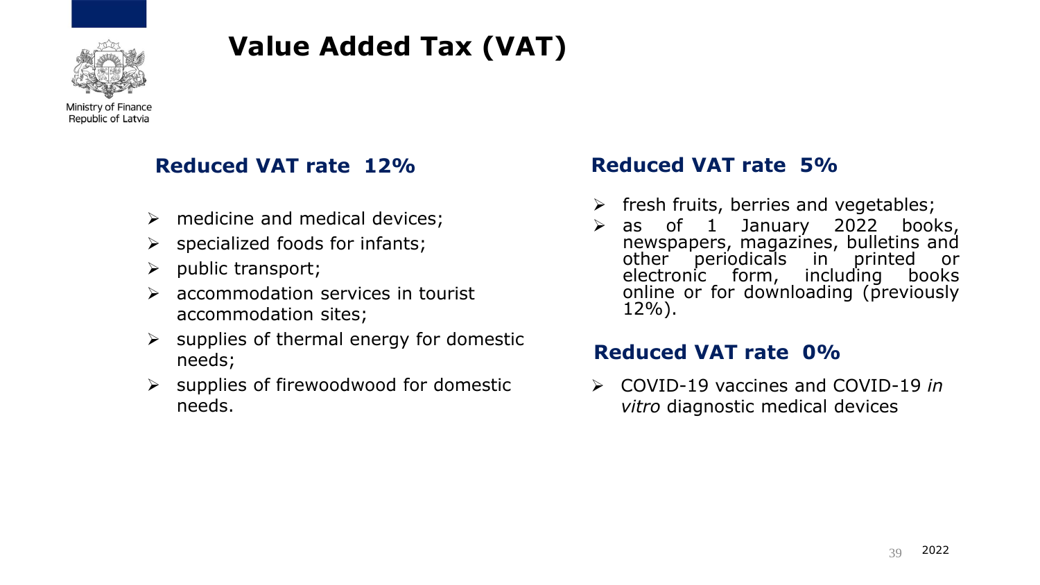Ministry of Finance
Republic of Latvia

# Value Added Tax (VAT)

## Reduced VAT rate 12%

- medicine and medical devices;
- specialized foods for infants;
- public transport;
- accommodation services in tourist accommodation sites;
- supplies of thermal energy for domestic needs;
- supplies of firewoodwood for domestic needs.

## Reduced VAT rate 5%

- fresh fruits, berries and vegetables;
- as of 1 January 2022 books, newspapers, magazines, bulletins and other periodicals in printed or electronic form, including books online or for downloading (previously 12%).

## Reduced VAT rate 0%

- COVID-19 vaccines and COVID-19 *in vitro* diagnostic medical devices

2022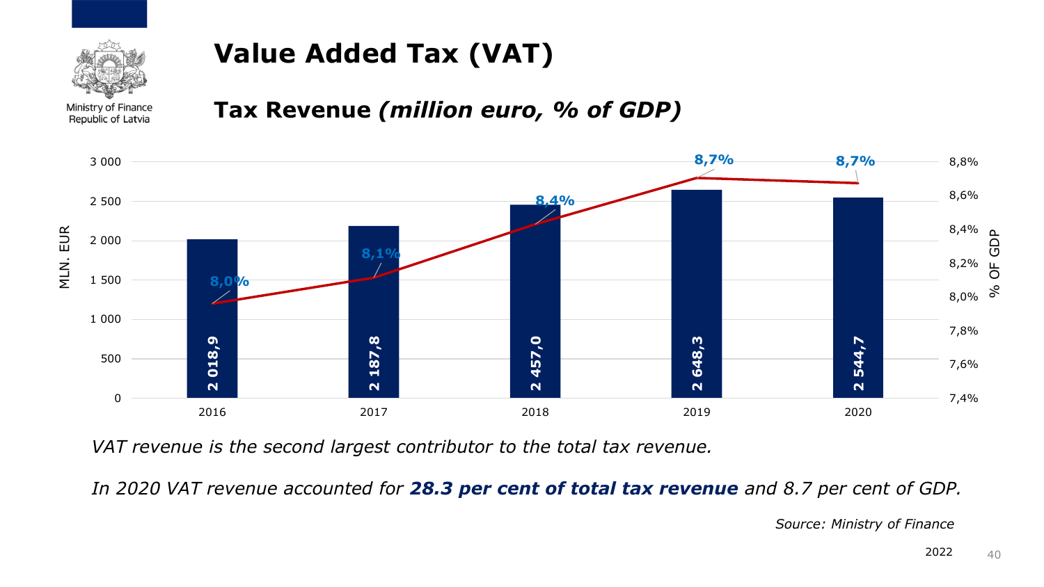Ministry of Finance
Republic of Latvia

# Value Added Tax (VAT)

## Tax Revenue *(million euro, % of GDP)*

| Year | MLN. EUR | % OF GDP |
|---|---|---|
| 2016 | 2 018,9 | 8,0% |
| 2017 | 2 187,8 | 8,1% |
| 2018 | 2 457,0 | 8,4% |
| 2019 | 2 648,3 | 8,7% |
| 2020 | 2 544,7 | 8,7% |

*VAT revenue is the second largest contributor to the total tax revenue.*

*In 2020 VAT revenue accounted for **28.3 per cent of total tax revenue** and 8.7 per cent of GDP.*

*Source: Ministry of Finance*

2022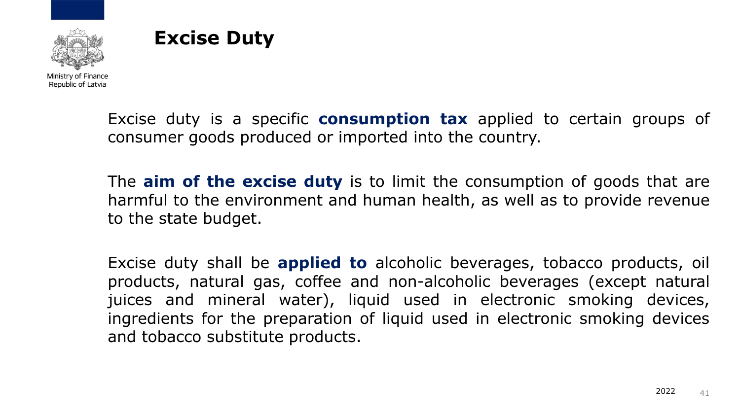# Excise Duty

Excise duty is a specific **consumption tax** applied to certain groups of consumer goods produced or imported into the country.

The **aim of the excise duty** is to limit the consumption of goods that are harmful to the environment and human health, as well as to provide revenue to the state budget.

Excise duty shall be **applied to** alcoholic beverages, tobacco products, oil products, natural gas, coffee and non-alcoholic beverages (except natural juices and mineral water), liquid used in electronic smoking devices, ingredients for the preparation of liquid used in electronic smoking devices and tobacco substitute products.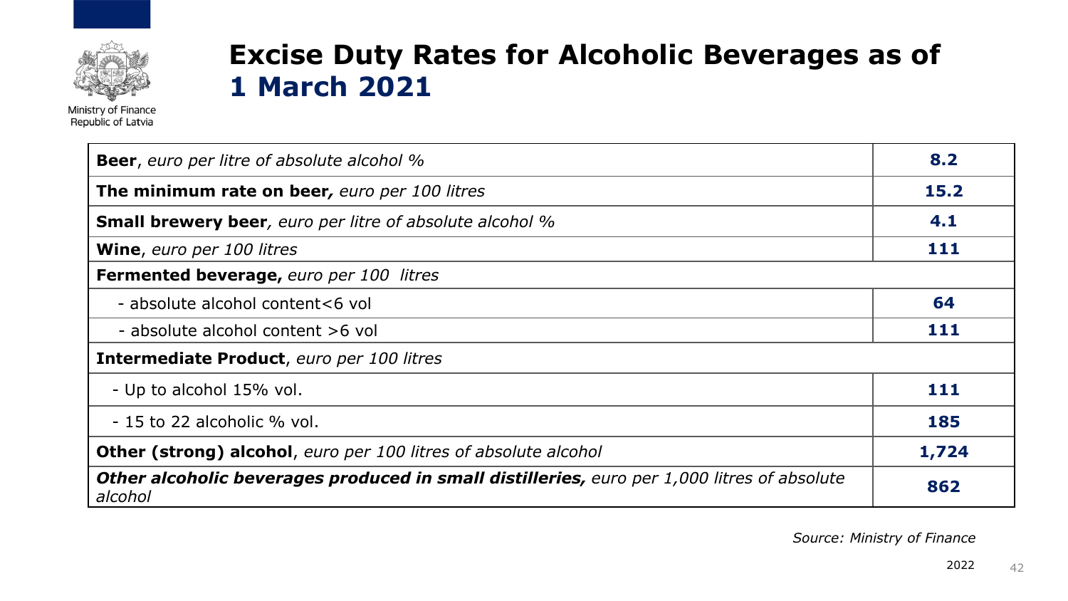Ministry of Finance
Republic of Latvia

# Excise Duty Rates for Alcoholic Beverages as of 1 March 2021

| | |
|---|---|
| **Beer**, *euro per litre of absolute alcohol %* | **8.2** |
| **The minimum rate on beer,** *euro per 100 litres* | **15.2** |
| **Small brewery beer**, *euro per litre of absolute alcohol %* | **4.1** |
| **Wine**, *euro per 100 litres* | **111** |
| **Fermented beverage,** *euro per 100 litres* | |
| - absolute alcohol content<6 vol | **64** |
| - absolute alcohol content >6 vol | **111** |
| **Intermediate Product**, *euro per 100 litres* | |
| - Up to alcohol 15% vol. | **111** |
| - 15 to 22 alcoholic % vol. | **185** |
| **Other (strong) alcohol**, *euro per 100 litres of absolute alcohol* | **1,724** |
| ***Other alcoholic beverages produced in small distilleries,*** *euro per 1,000 litres of absolute alcohol* | **862** |

*Source: Ministry of Finance*

2022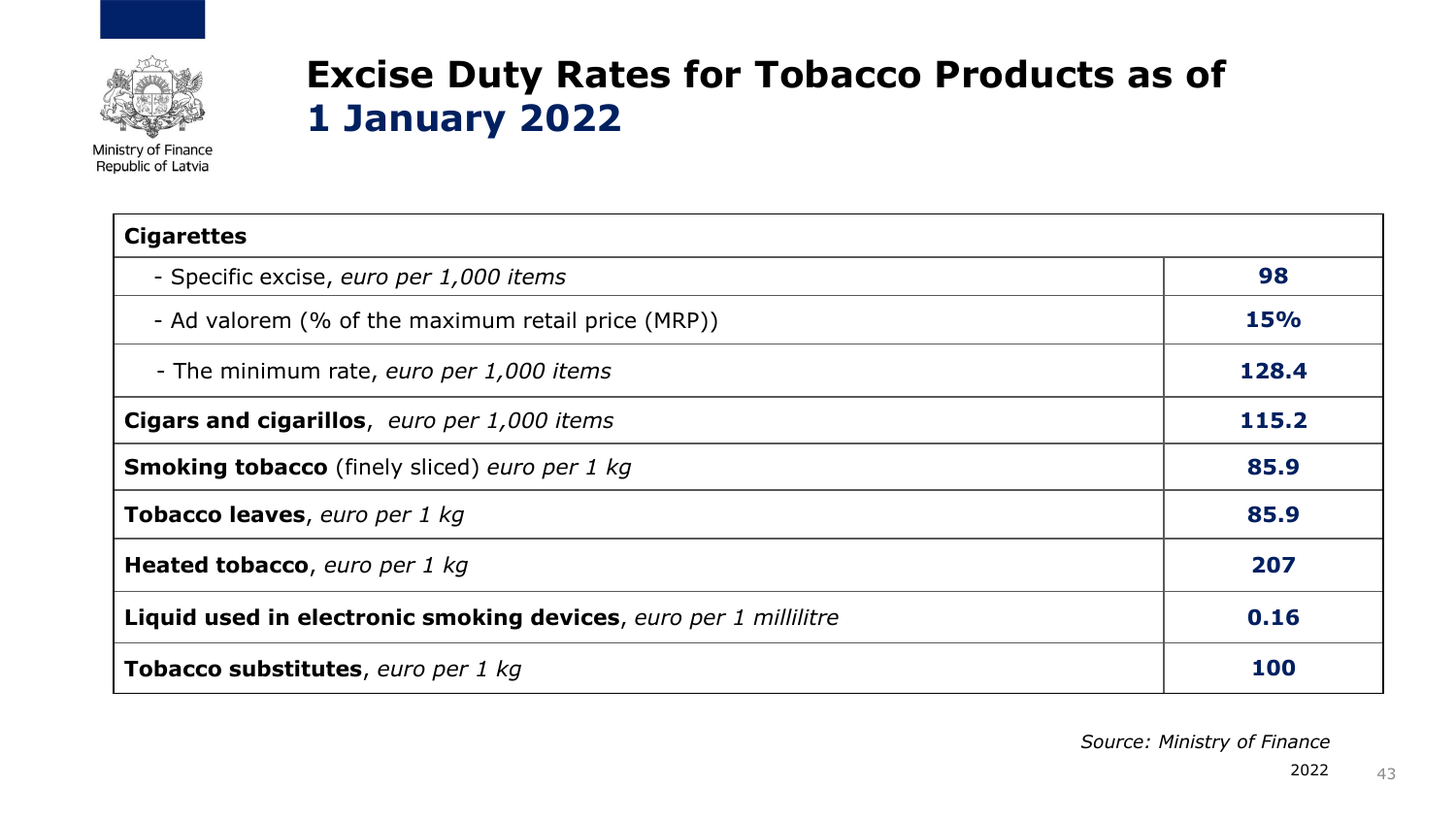Ministry of Finance
Republic of Latvia

# Excise Duty Rates for Tobacco Products as of 1 January 2022

| **Cigarettes** | |
|---|---|
| - Specific excise, *euro per 1,000 items* | **98** |
| - Ad valorem (% of the maximum retail price (MRP)) | **15%** |
| - The minimum rate, *euro per 1,000 items* | **128.4** |
| **Cigars and cigarillos**, *euro per 1,000 items* | **115.2** |
| **Smoking tobacco** (finely sliced) *euro per 1 kg* | **85.9** |
| **Tobacco leaves**, *euro per 1 kg* | **85.9** |
| **Heated tobacco**, *euro per 1 kg* | **207** |
| **Liquid used in electronic smoking devices**, *euro per 1 millilitre* | **0.16** |
| **Tobacco substitutes**, *euro per 1 kg* | **100** |

*Source: Ministry of Finance*

2022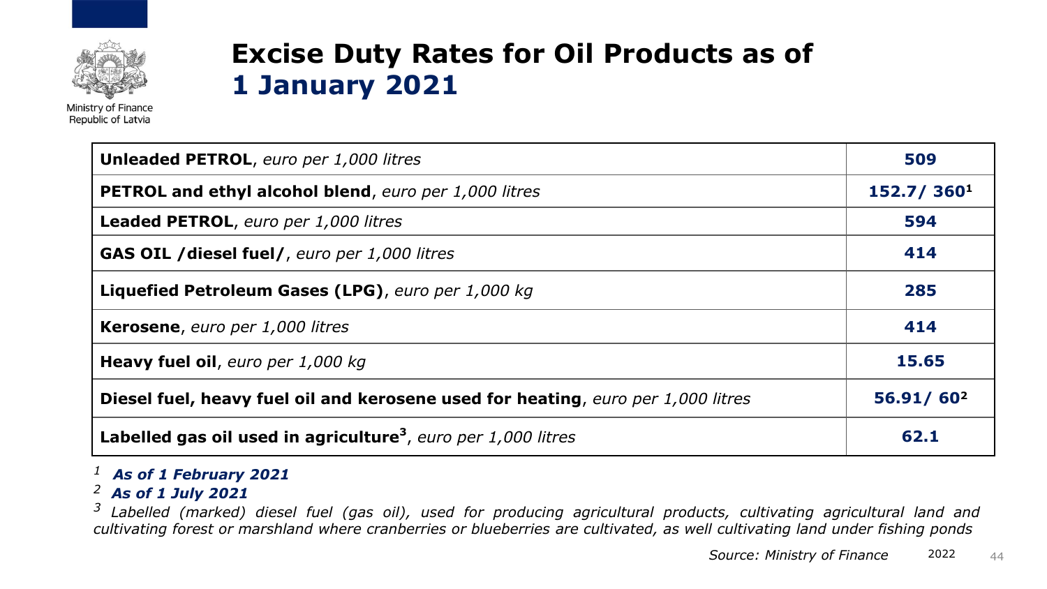Ministry of Finance
Republic of Latvia

# Excise Duty Rates for Oil Products as of 1 January 2021

| Product | Rate |
|---|---|
| **Unleaded PETROL**, *euro per 1,000 litres* | **509** |
| **PETROL and ethyl alcohol blend**, *euro per 1,000 litres* | **152.7/ 360[1]** |
| **Leaded PETROL**, *euro per 1,000 litres* | **594** |
| **GAS OIL /diesel fuel/**, *euro per 1,000 litres* | **414** |
| **Liquefied Petroleum Gases (LPG)**, *euro per 1,000 kg* | **285** |
| **Kerosene**, *euro per 1,000 litres* | **414** |
| **Heavy fuel oil**, *euro per 1,000 kg* | **15.65** |
| **Diesel fuel, heavy fuel oil and kerosene used for heating**, *euro per 1,000 litres* | **56.91/ 60[2]** |
| **Labelled gas oil used in agriculture[3]**, *euro per 1,000 litres* | **62.1** |

[1] ***As of 1 February 2021***

[2] ***As of 1 July 2021***

[3] *Labelled (marked) diesel fuel (gas oil), used for producing agricultural products, cultivating agricultural land and cultivating forest or marshland where cranberries or blueberries are cultivated, as well cultivating land under fishing ponds*

*Source: Ministry of Finance* 2022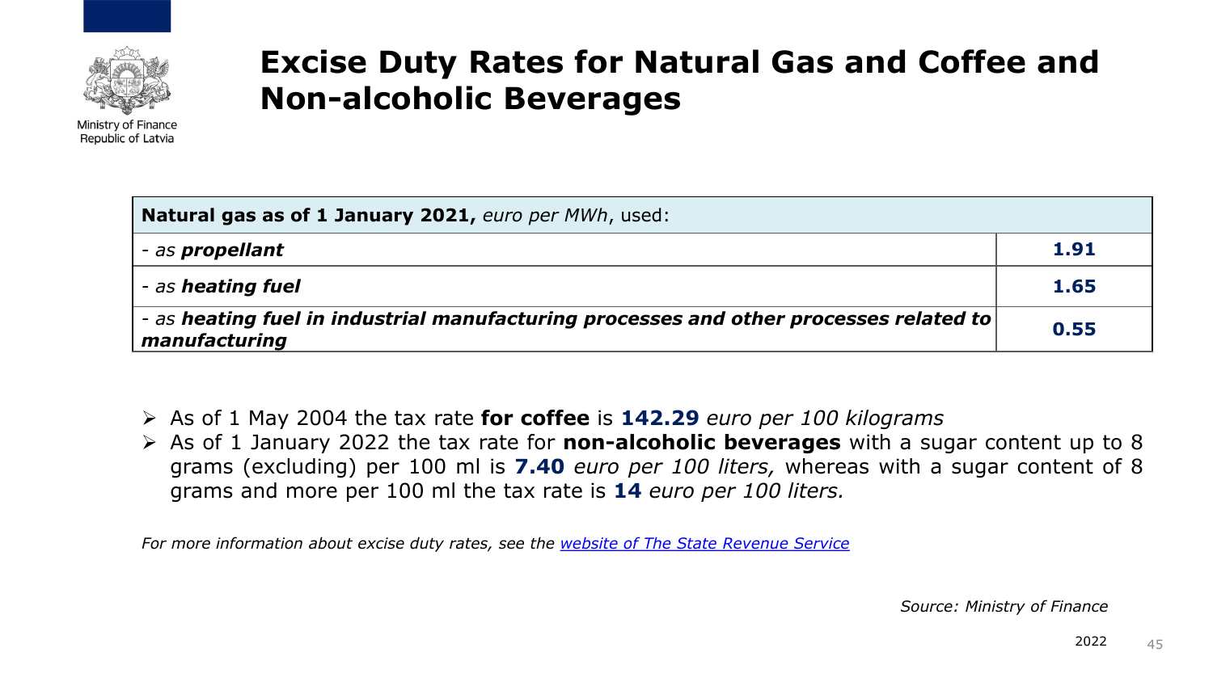Ministry of Finance
Republic of Latvia

# Excise Duty Rates for Natural Gas and Coffee and Non-alcoholic Beverages

| **Natural gas as of 1 January 2021,** *euro per MWh*, used: | |
|---|---|
| - *as* ***propellant*** | **1.91** |
| - *as* ***heating fuel*** | **1.65** |
| - *as* ***heating fuel in industrial manufacturing processes and other processes related to manufacturing*** | **0.55** |

- As of 1 May 2004 the tax rate **for coffee** is **142.29** *euro per 100 kilograms*
- As of 1 January 2022 the tax rate for **non-alcoholic beverages** with a sugar content up to 8 grams (excluding) per 100 ml is **7.40** *euro per 100 liters,* whereas with a sugar content of 8 grams and more per 100 ml the tax rate is **14** *euro per 100 liters.*

*For more information about excise duty rates, see the [website of The State Revenue Service]*

*Source: Ministry of Finance*

2022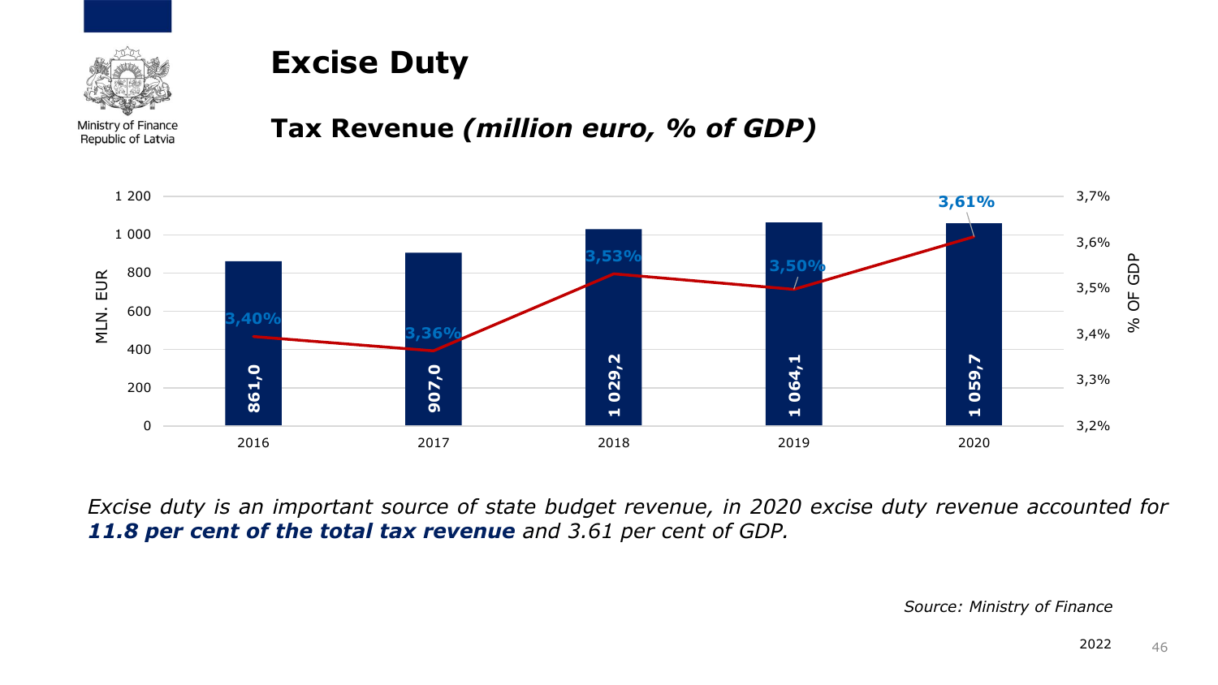# Excise Duty

## Tax Revenue *(million euro, % of GDP)*

| Year | MLN. EUR | % OF GDP |
|---|---|---|
| 2016 | 861,0 | 3,40% |
| 2017 | 907,0 | 3,36% |
| 2018 | 1 029,2 | 3,53% |
| 2019 | 1 064,1 | 3,50% |
| 2020 | 1 059,7 | 3,61% |

*Excise duty is an important source of state budget revenue, in 2020 excise duty revenue accounted for* ***11.8 per cent of the total tax revenue*** *and 3.61 per cent of GDP.*

*Source: Ministry of Finance*

2022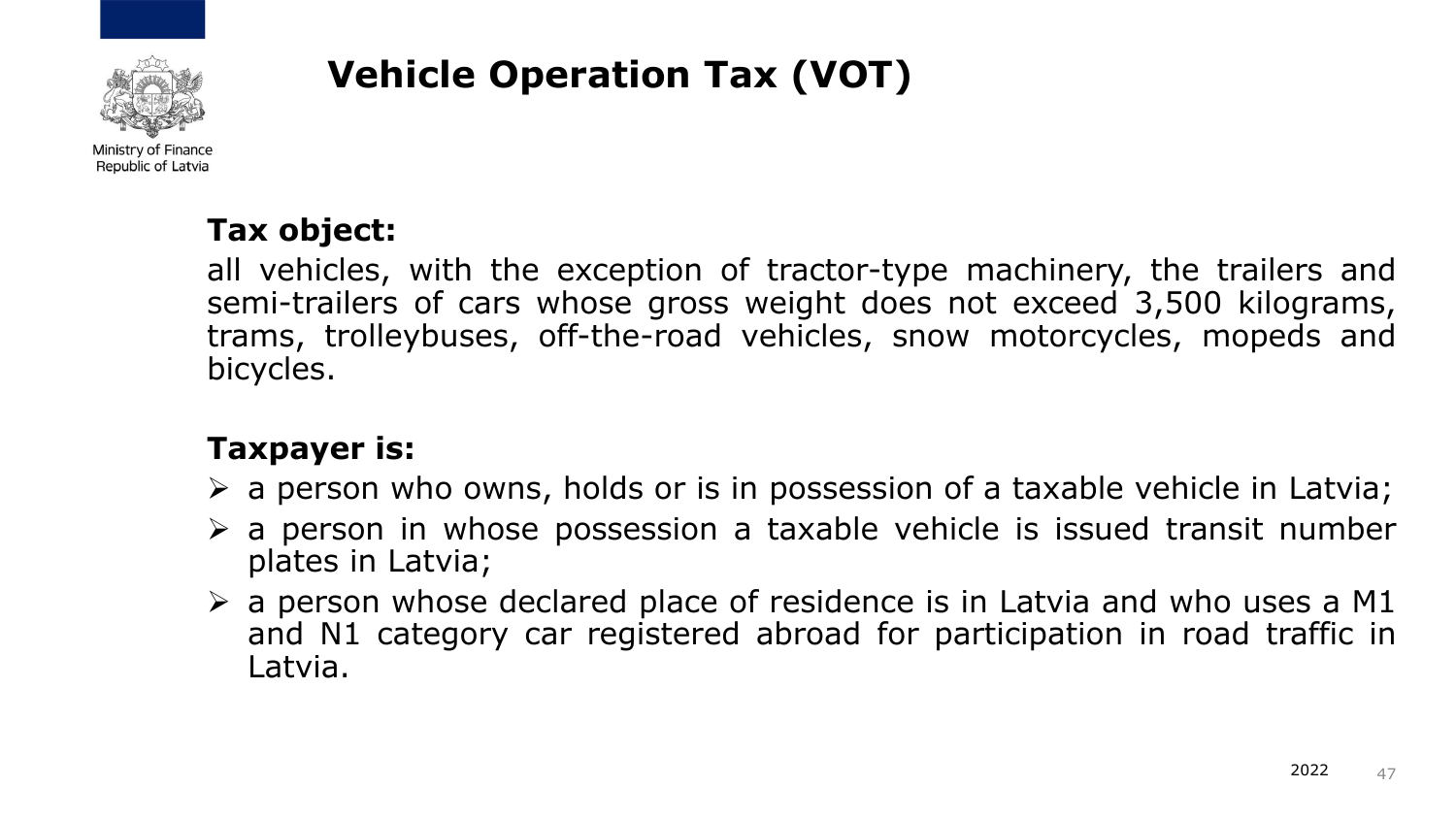# Vehicle Operation Tax (VOT)

**Tax object:**

all vehicles, with the exception of tractor-type machinery, the trailers and semi-trailers of cars whose gross weight does not exceed 3,500 kilograms, trams, trolleybuses, off-the-road vehicles, snow motorcycles, mopeds and bicycles.

**Taxpayer is:**

- a person who owns, holds or is in possession of a taxable vehicle in Latvia;
- a person in whose possession a taxable vehicle is issued transit number plates in Latvia;
- a person whose declared place of residence is in Latvia and who uses a M1 and N1 category car registered abroad for participation in road traffic in Latvia.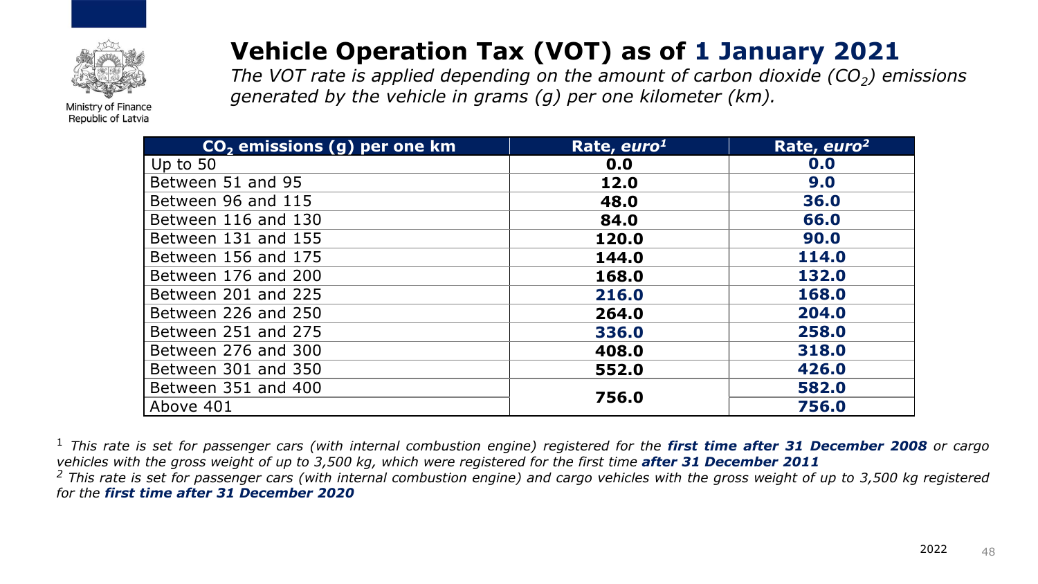Ministry of Finance
Republic of Latvia

# Vehicle Operation Tax (VOT) as of 1 January 2021

*The VOT rate is applied depending on the amount of carbon dioxide ($CO_2$) emissions generated by the vehicle in grams (g) per one kilometer (km).*

| $CO_2$ emissions (g) per one km | Rate, *euro*[1] | Rate, *euro*[2] |
|---|---|---|
| Up to 50 | **0.0** | **0.0** |
| Between 51 and 95 | **12.0** | **9.0** |
| Between 96 and 115 | **48.0** | **36.0** |
| Between 116 and 130 | **84.0** | **66.0** |
| Between 131 and 155 | **120.0** | **90.0** |
| Between 156 and 175 | **144.0** | **114.0** |
| Between 176 and 200 | **168.0** | **132.0** |
| Between 201 and 225 | **216.0** | **168.0** |
| Between 226 and 250 | **264.0** | **204.0** |
| Between 251 and 275 | **336.0** | **258.0** |
| Between 276 and 300 | **408.0** | **318.0** |
| Between 301 and 350 | **552.0** | **426.0** |
| Between 351 and 400 | **756.0** | **582.0** |
| Above 401 | | **756.0** |

[1] *This rate is set for passenger cars (with internal combustion engine) registered for the* ***first time after 31 December 2008*** *or cargo vehicles with the gross weight of up to 3,500 kg, which were registered for the first time* ***after 31 December 2011***

[2] *This rate is set for passenger cars (with internal combustion engine) and cargo vehicles with the gross weight of up to 3,500 kg registered for the* ***first time after 31 December 2020***

2022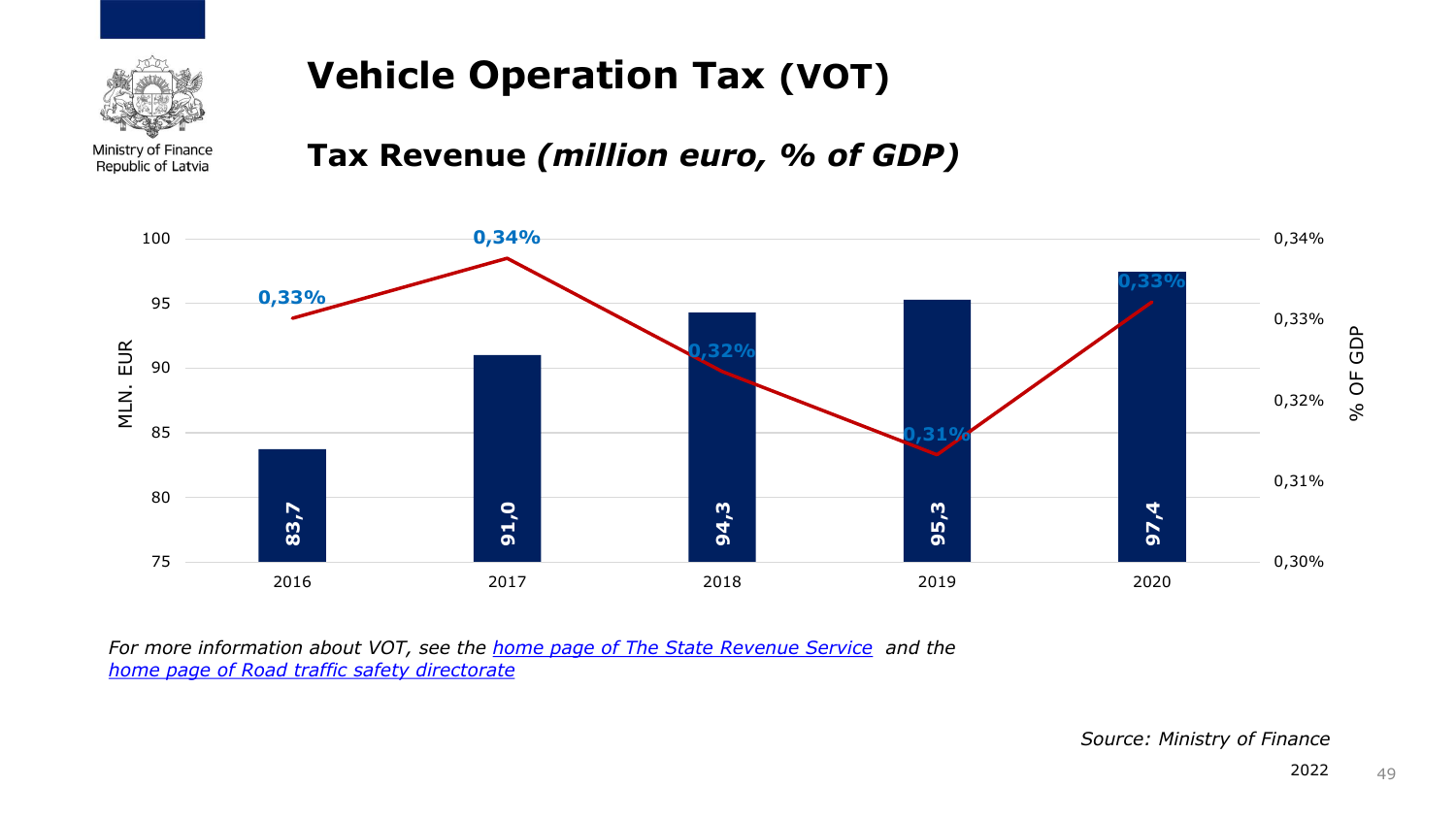Ministry of Finance
Republic of Latvia

# Vehicle Operation Tax (VOT)

## Tax Revenue *(million euro, % of GDP)*

| Year | MLN. EUR | % OF GDP |
|---|---|---|
| 2016 | 83,7 | 0,33% |
| 2017 | 91,0 | 0,34% |
| 2018 | 94,3 | 0,32% |
| 2019 | 95,3 | 0,31% |
| 2020 | 97,4 | 0,33% |

*For more information about VOT, see the [home page of The State Revenue Service] and the [home page of Road traffic safety directorate]*

*Source: Ministry of Finance*

2022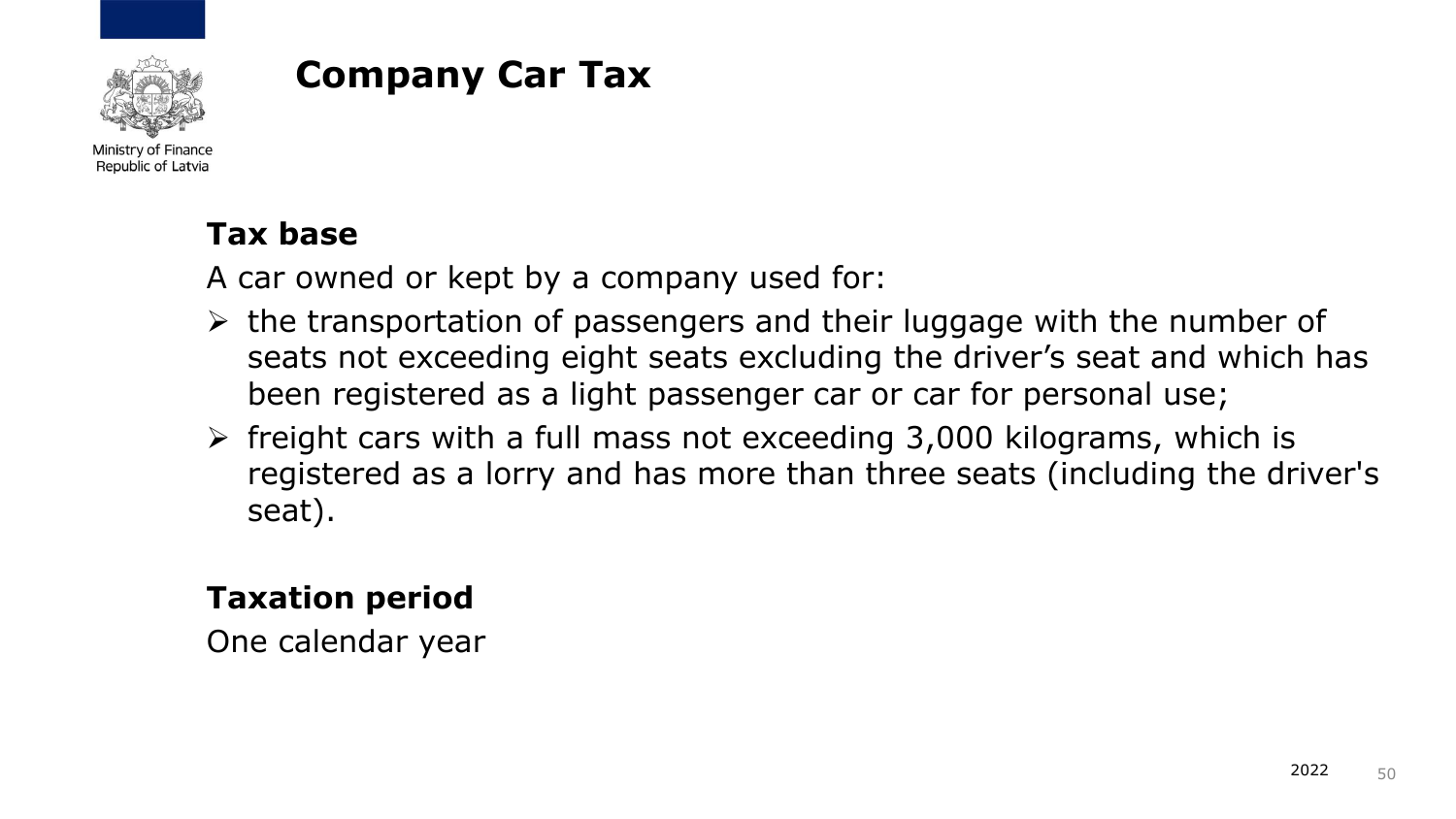# Company Car Tax

**Tax base**

A car owned or kept by a company used for:

- the transportation of passengers and their luggage with the number of seats not exceeding eight seats excluding the driver’s seat and which has been registered as a light passenger car or car for personal use;
- freight cars with a full mass not exceeding 3,000 kilograms, which is registered as a lorry and has more than three seats (including the driver's seat).

**Taxation period**

One calendar year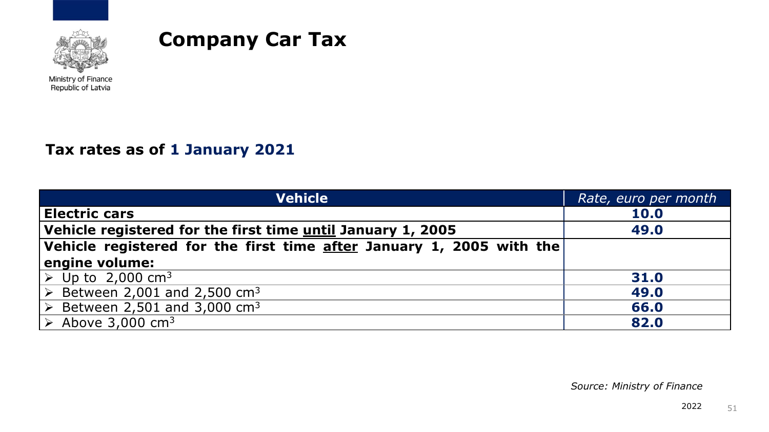Ministry of Finance
Republic of Latvia

# Company Car Tax

**Tax rates as of 1 January 2021**

| **Vehicle** | *Rate, euro per month* |
| --- | --- |
| **Electric cars** | **10.0** |
| **Vehicle registered for the first time until January 1, 2005** | **49.0** |
| **Vehicle registered for the first time after January 1, 2005 with the engine volume:** | |
| ➢ Up to 2,000 $cm^3$ | **31.0** |
| ➢ Between 2,001 and 2,500 $cm^3$ | **49.0** |
| ➢ Between 2,501 and 3,000 $cm^3$ | **66.0** |
| ➢ Above 3,000 $cm^3$ | **82.0** |

*Source: Ministry of Finance*

2022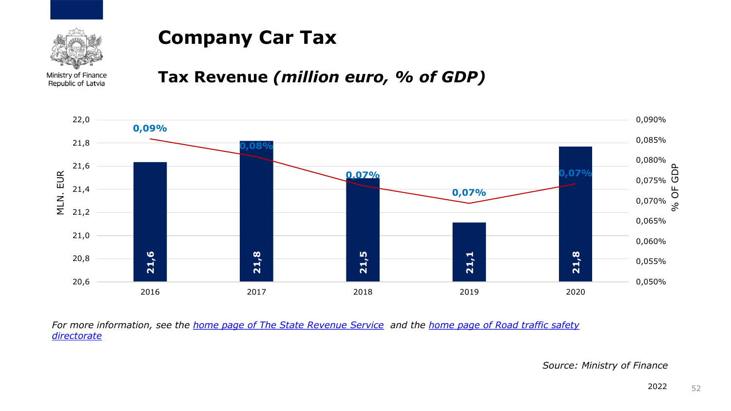# Company Car Tax

## Tax Revenue *(million euro, % of GDP)*

| Year | MLN. EUR | % OF GDP |
| --- | --- | --- |
| 2016 | 21,6 | 0,09% |
| 2017 | 21,8 | 0,08% |
| 2018 | 21,5 | 0,07% |
| 2019 | 21,1 | 0,07% |
| 2020 | 21,8 | 0,07% |

*For more information, see the home page of The State Revenue Service and the home page of Road traffic safety directorate*

*Source: Ministry of Finance*

2022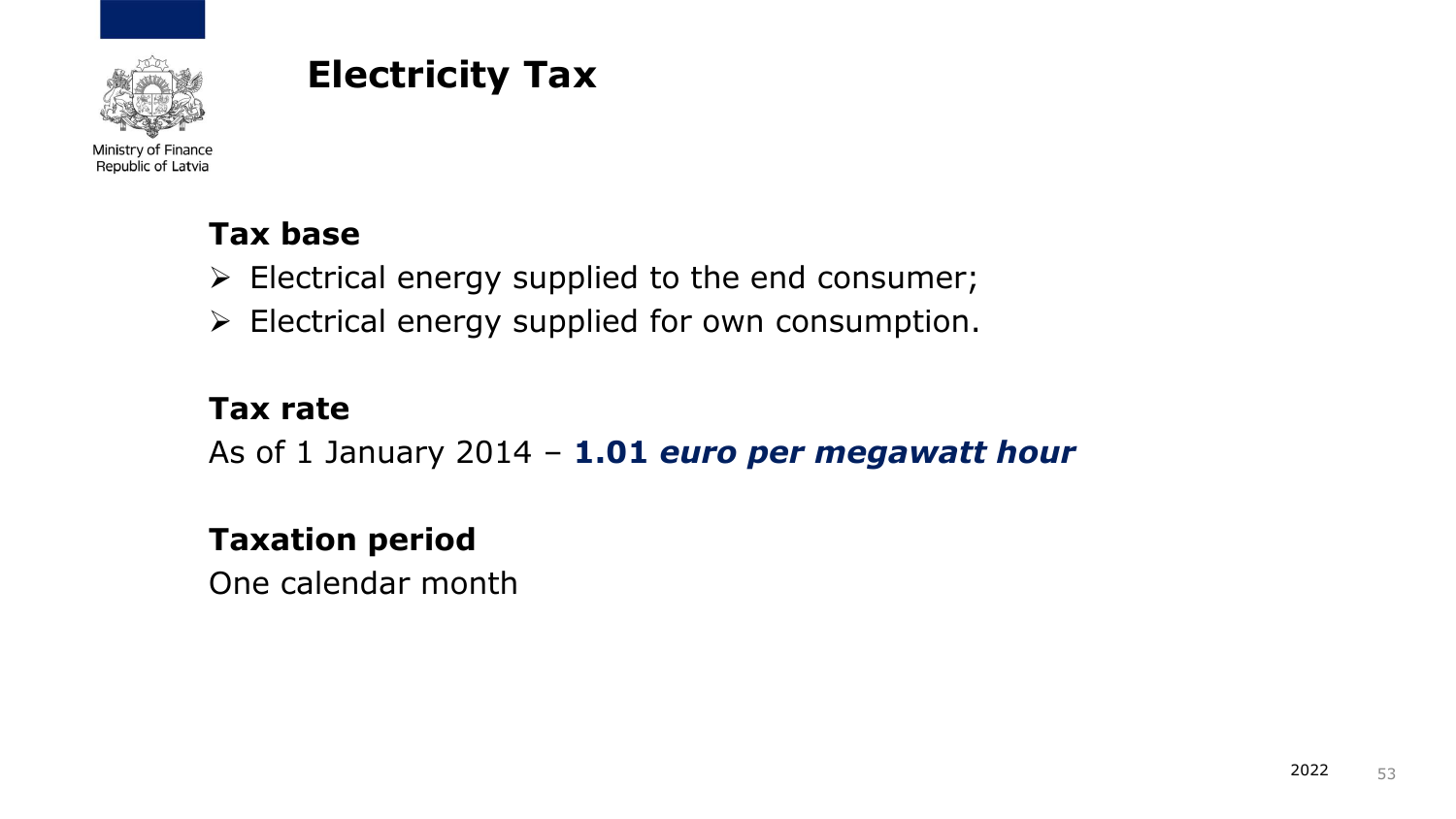# Electricity Tax

**Tax base**

- Electrical energy supplied to the end consumer;
- Electrical energy supplied for own consumption.

**Tax rate**

As of 1 January 2014 – **1.01** ***euro per megawatt hour***

**Taxation period**

One calendar month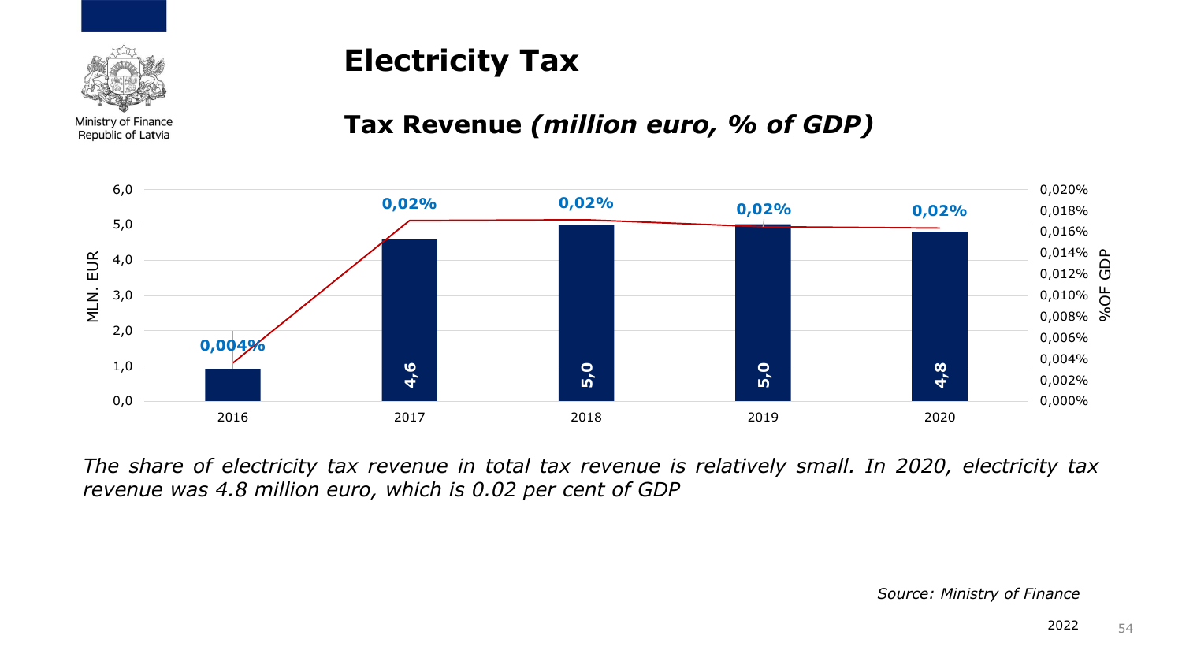Ministry of Finance
Republic of Latvia

# Electricity Tax

## Tax Revenue *(million euro, % of GDP)*

| Year | MLN. EUR | % OF GDP |
|---|---|---|
| 2016 | | 0,004% |
| 2017 | 4,6 | 0,02% |
| 2018 | 5,0 | 0,02% |
| 2019 | 5,0 | 0,02% |
| 2020 | 4,8 | 0,02% |

*The share of electricity tax revenue in total tax revenue is relatively small. In 2020, electricity tax revenue was 4.8 million euro, which is 0.02 per cent of GDP*

*Source: Ministry of Finance*

2022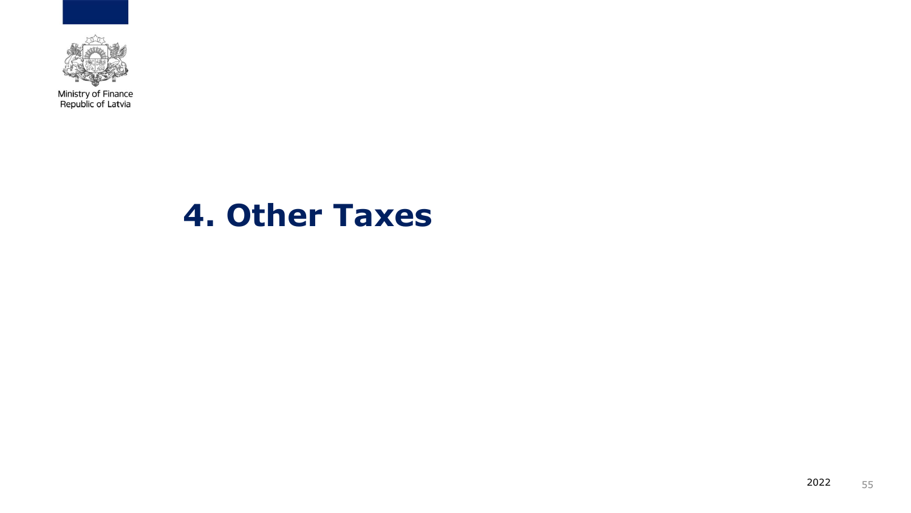# 4. Other Taxes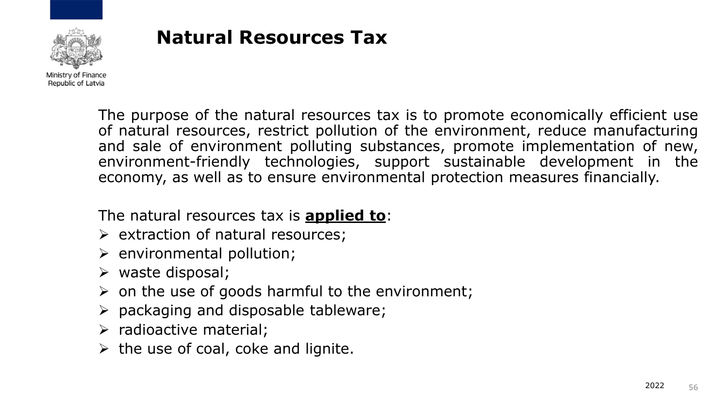# Natural Resources Tax

The purpose of the natural resources tax is to promote economically efficient use of natural resources, restrict pollution of the environment, reduce manufacturing and sale of environment polluting substances, promote implementation of new, environment-friendly technologies, support sustainable development in the economy, as well as to ensure environmental protection measures financially.

The natural resources tax is **applied to**:

- extraction of natural resources;
- environmental pollution;
- waste disposal;
- on the use of goods harmful to the environment;
- packaging and disposable tableware;
- radioactive material;
- the use of coal, coke and lignite.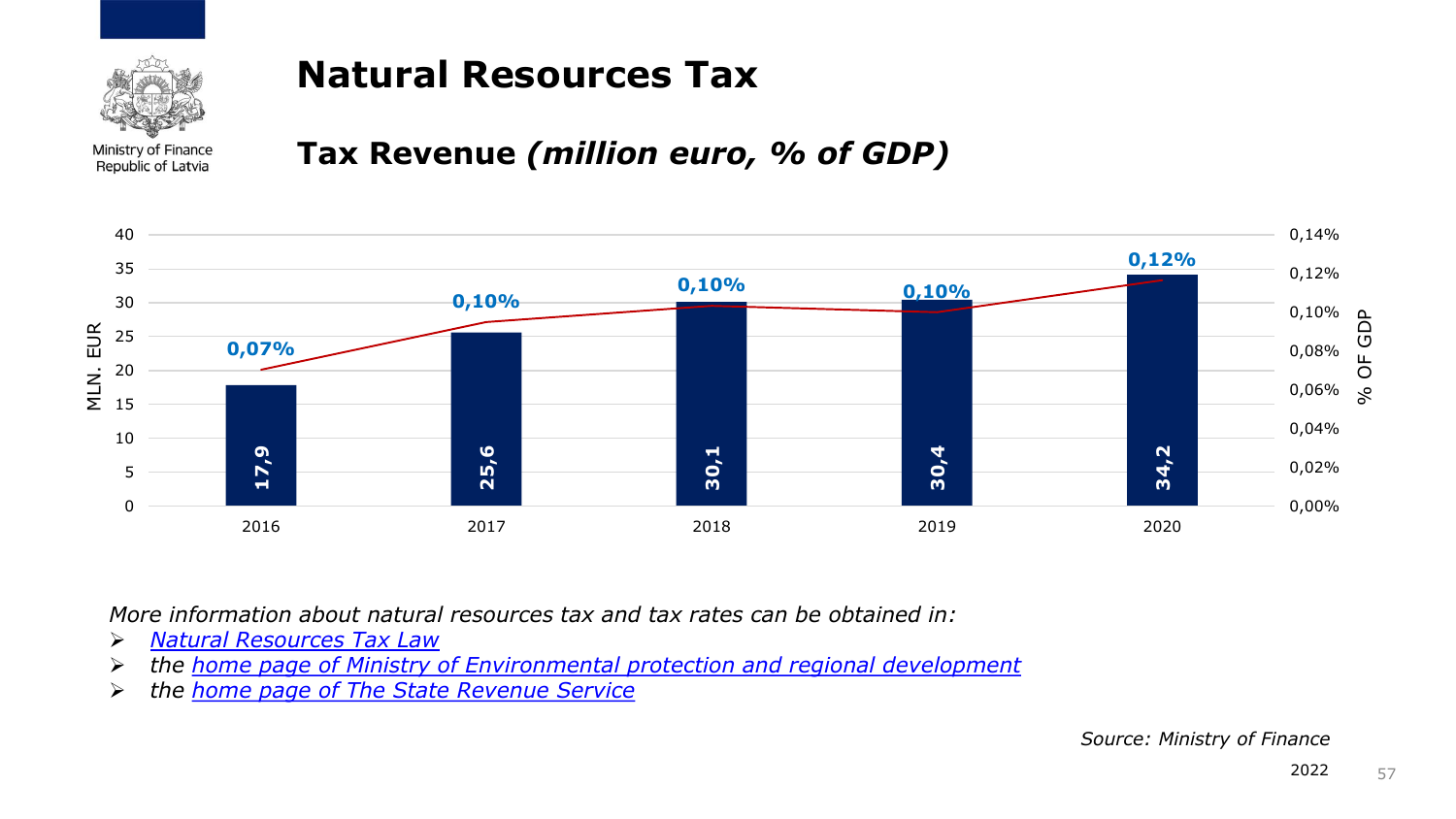Ministry of Finance
Republic of Latvia

# Natural Resources Tax

## Tax Revenue *(million euro, % of GDP)*

| Year | MLN. EUR | % OF GDP |
|---|---|---|
| 2016 | 17,9 | 0,07% |
| 2017 | 25,6 | 0,10% |
| 2018 | 30,1 | 0,10% |
| 2019 | 30,4 | 0,10% |
| 2020 | 34,2 | 0,12% |

*More information about natural resources tax and tax rates can be obtained in:*

- *Natural Resources Tax Law*
- *the home page of Ministry of Environmental protection and regional development*
- *the home page of The State Revenue Service*

*Source: Ministry of Finance*

2022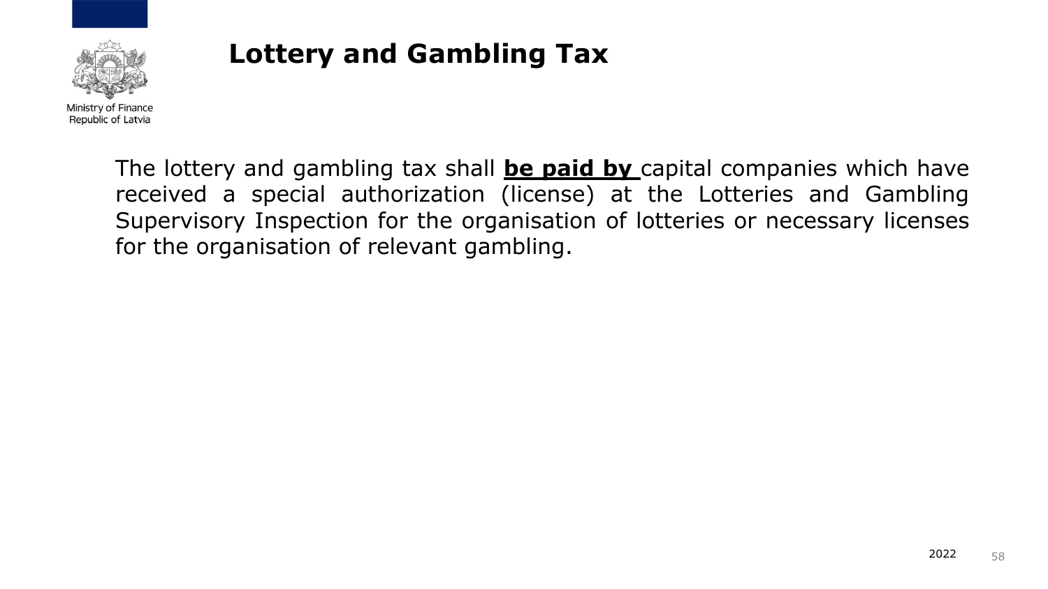# Lottery and Gambling Tax

The lottery and gambling tax shall **be paid by** capital companies which have received a special authorization (license) at the Lotteries and Gambling Supervisory Inspection for the organisation of lotteries or necessary licenses for the organisation of relevant gambling.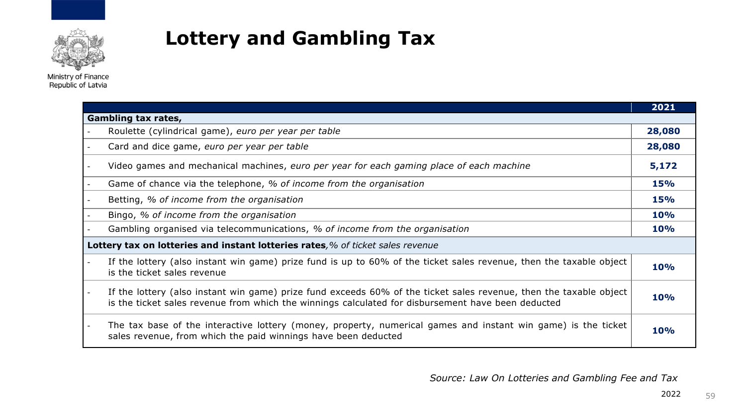Ministry of Finance
Republic of Latvia

# Lottery and Gambling Tax

| | 2021 |
|---|---|
| **Gambling tax rates,** | |
| - Roulette (cylindrical game), *euro per year per table* | **28,080** |
| - Card and dice game, *euro per year per table* | **28,080** |
| - Video games and mechanical machines, *euro per year for each gaming place of each machine* | **5,172** |
| - Game of chance via the telephone, *% of income from the organisation* | **15%** |
| - Betting, *% of income from the organisation* | **15%** |
| - Bingo, *% of income from the organisation* | **10%** |
| - Gambling organised via telecommunications, *% of income from the organisation* | **10%** |
| **Lottery tax on lotteries and instant lotteries rates**, *% of ticket sales revenue* | |
| - If the lottery (also instant win game) prize fund is up to 60% of the ticket sales revenue, then the taxable object is the ticket sales revenue | **10%** |
| - If the lottery (also instant win game) prize fund exceeds 60% of the ticket sales revenue, then the taxable object is the ticket sales revenue from which the winnings calculated for disbursement have been deducted | **10%** |
| - The tax base of the interactive lottery (money, property, numerical games and instant win game) is the ticket sales revenue, from which the paid winnings have been deducted | **10%** |

*Source: Law On Lotteries and Gambling Fee and Tax*

2022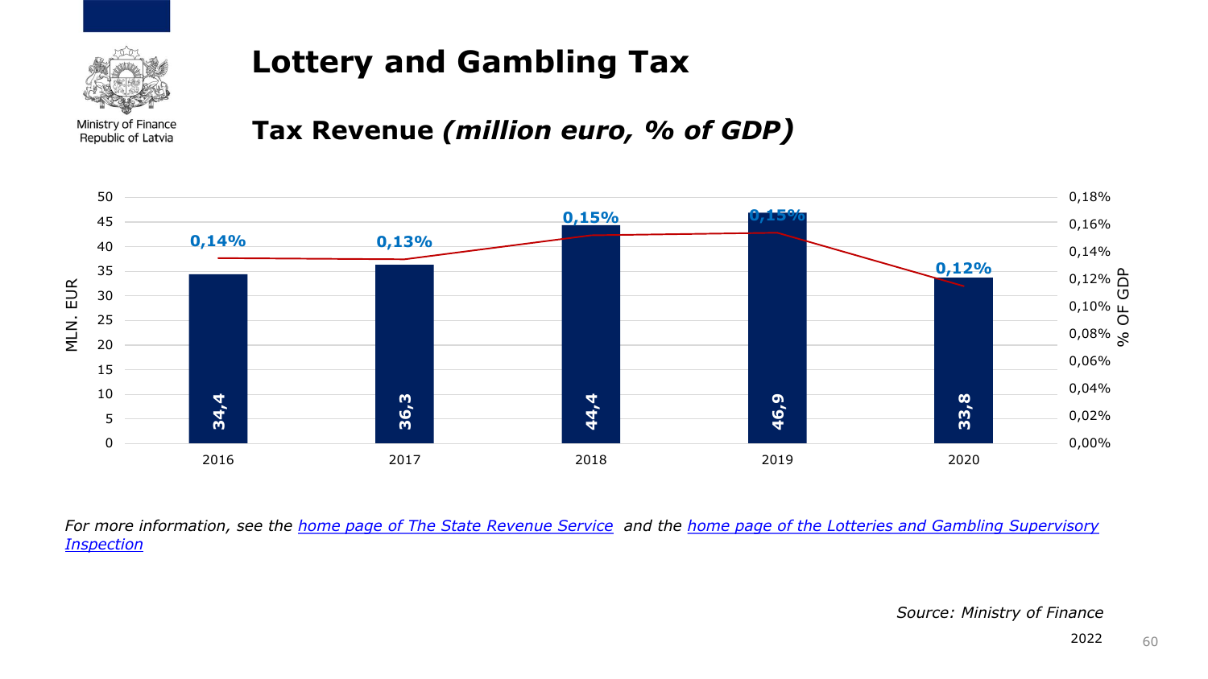# Lottery and Gambling Tax

## Tax Revenue *(million euro, % of GDP)*

| Year | MLN. EUR | % OF GDP |
|---|---|---|
| 2016 | 34,4 | 0,14% |
| 2017 | 36,3 | 0,13% |
| 2018 | 44,4 | 0,15% |
| 2019 | 46,9 | 0,15% |
| 2020 | 33,8 | 0,12% |

*For more information, see the home page of The State Revenue Service and the home page of the Lotteries and Gambling Supervisory Inspection*

*Source: Ministry of Finance*

2022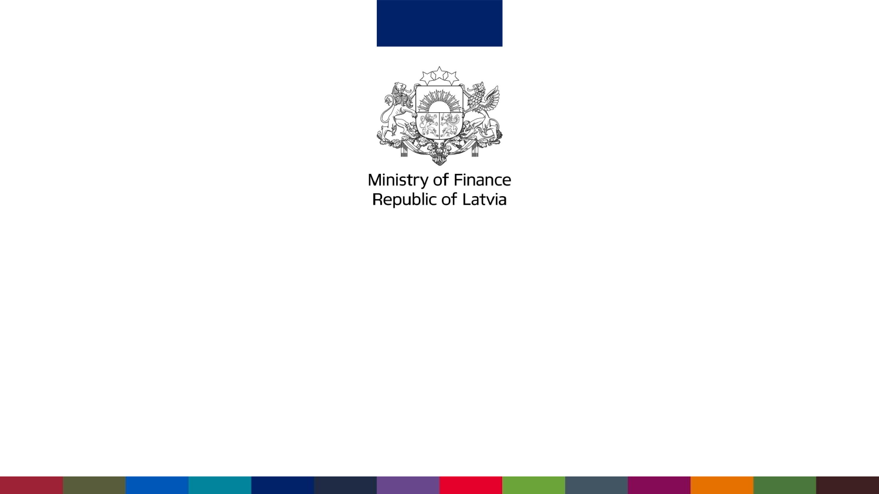Ministry of Finance
Republic of Latvia